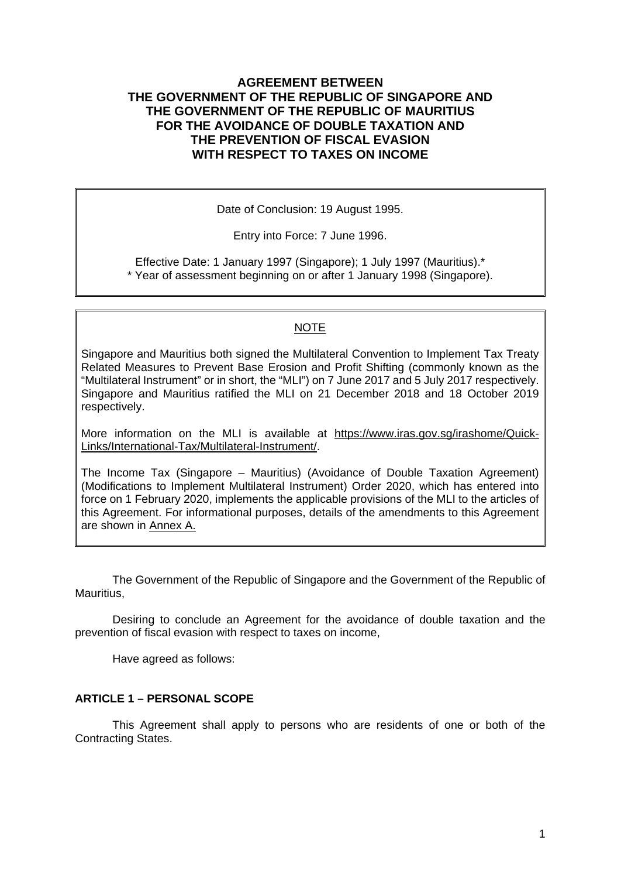# AGREEMENT BETWEEN THE GOVERNMENT OF THE REPUBLIC OF SINGAPORE AND THE GOVERNMENT OF THE REPUBLIC OF MAURITIUS FOR THE AVOIDANCE OF DOUBLE TAXATION AND THE PREVENTION OF FISCAL EVASION WITH RESPECT TO TAXES ON INCOME

Date of Conclusion: 19 August 1995.

Entry into Force: 7 June 1996.

Effective Date: 1 January 1997 (Singapore); 1 July 1997 (Mauritius).*
* Year of assessment beginning on or after 1 January 1998 (Singapore).

NOTE

Singapore and Mauritius both signed the Multilateral Convention to Implement Tax Treaty Related Measures to Prevent Base Erosion and Profit Shifting (commonly known as the "Multilateral Instrument" or in short, the "MLI") on 7 June 2017 and 5 July 2017 respectively. Singapore and Mauritius ratified the MLI on 21 December 2018 and 18 October 2019 respectively.

More information on the MLI is available at https://www.iras.gov.sg/irashome/Quick-Links/International-Tax/Multilateral-Instrument/.

The Income Tax (Singapore – Mauritius) (Avoidance of Double Taxation Agreement) (Modifications to Implement Multilateral Instrument) Order 2020, which has entered into force on 1 February 2020, implements the applicable provisions of the MLI to the articles of this Agreement. For informational purposes, details of the amendments to this Agreement are shown in Annex A.

The Government of the Republic of Singapore and the Government of the Republic of Mauritius,

Desiring to conclude an Agreement for the avoidance of double taxation and the prevention of fiscal evasion with respect to taxes on income,

Have agreed as follows:

## ARTICLE 1 – PERSONAL SCOPE

This Agreement shall apply to persons who are residents of one or both of the Contracting States.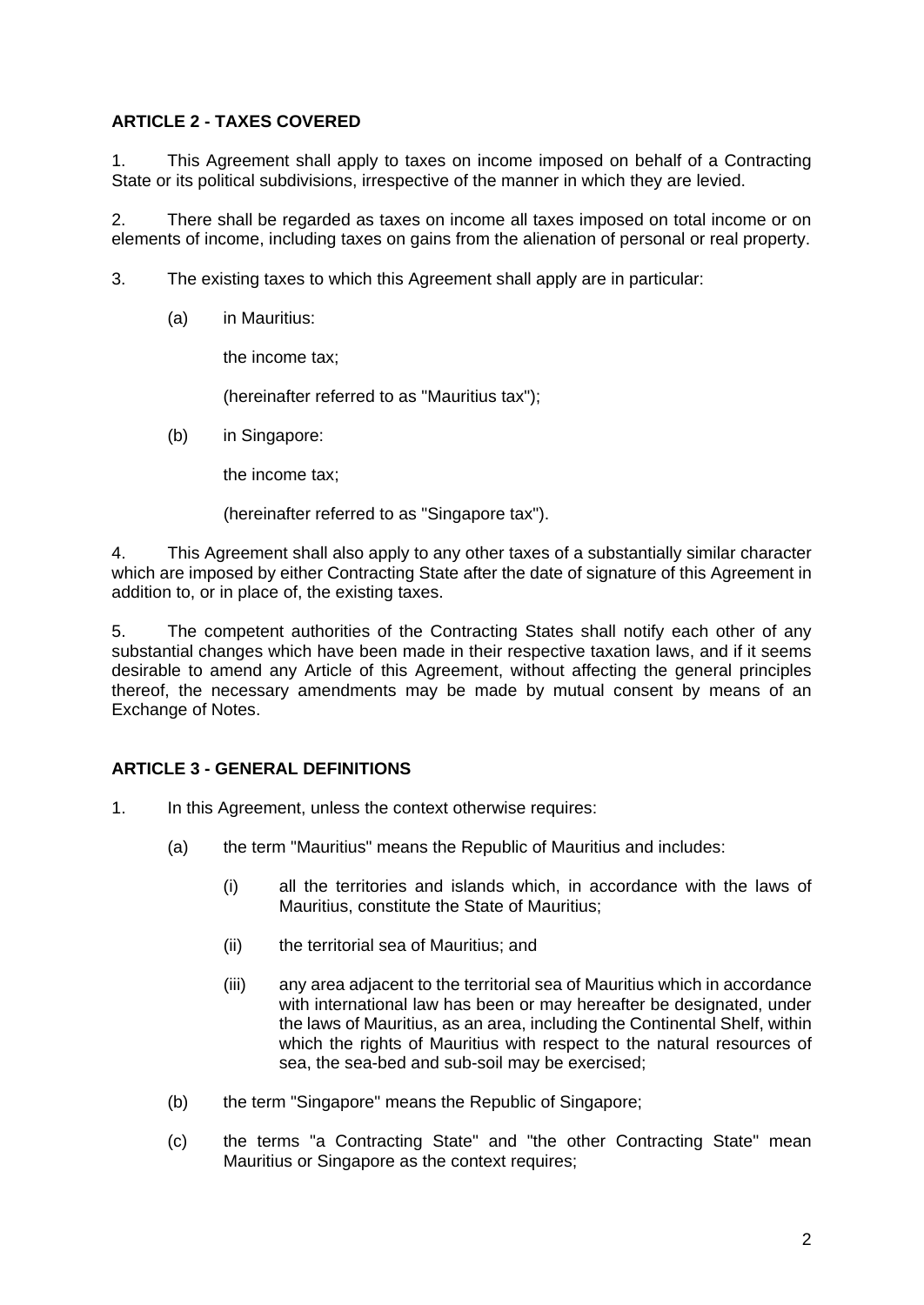**ARTICLE 2 - TAXES COVERED**

1. This Agreement shall apply to taxes on income imposed on behalf of a Contracting State or its political subdivisions, irrespective of the manner in which they are levied.

2. There shall be regarded as taxes on income all taxes imposed on total income or on elements of income, including taxes on gains from the alienation of personal or real property.

3. The existing taxes to which this Agreement shall apply are in particular:

   (a) in Mauritius:

   the income tax;

   (hereinafter referred to as "Mauritius tax");

   (b) in Singapore:

   the income tax;

   (hereinafter referred to as "Singapore tax").

4. This Agreement shall also apply to any other taxes of a substantially similar character which are imposed by either Contracting State after the date of signature of this Agreement in addition to, or in place of, the existing taxes.

5. The competent authorities of the Contracting States shall notify each other of any substantial changes which have been made in their respective taxation laws, and if it seems desirable to amend any Article of this Agreement, without affecting the general principles thereof, the necessary amendments may be made by mutual consent by means of an Exchange of Notes.

**ARTICLE 3 - GENERAL DEFINITIONS**

1. In this Agreement, unless the context otherwise requires:

   (a) the term "Mauritius" means the Republic of Mauritius and includes:

      (i) all the territories and islands which, in accordance with the laws of Mauritius, constitute the State of Mauritius;

      (ii) the territorial sea of Mauritius; and

      (iii) any area adjacent to the territorial sea of Mauritius which in accordance with international law has been or may hereafter be designated, under the laws of Mauritius, as an area, including the Continental Shelf, within which the rights of Mauritius with respect to the natural resources of sea, the sea-bed and sub-soil may be exercised;

   (b) the term "Singapore" means the Republic of Singapore;

   (c) the terms "a Contracting State" and "the other Contracting State" mean Mauritius or Singapore as the context requires;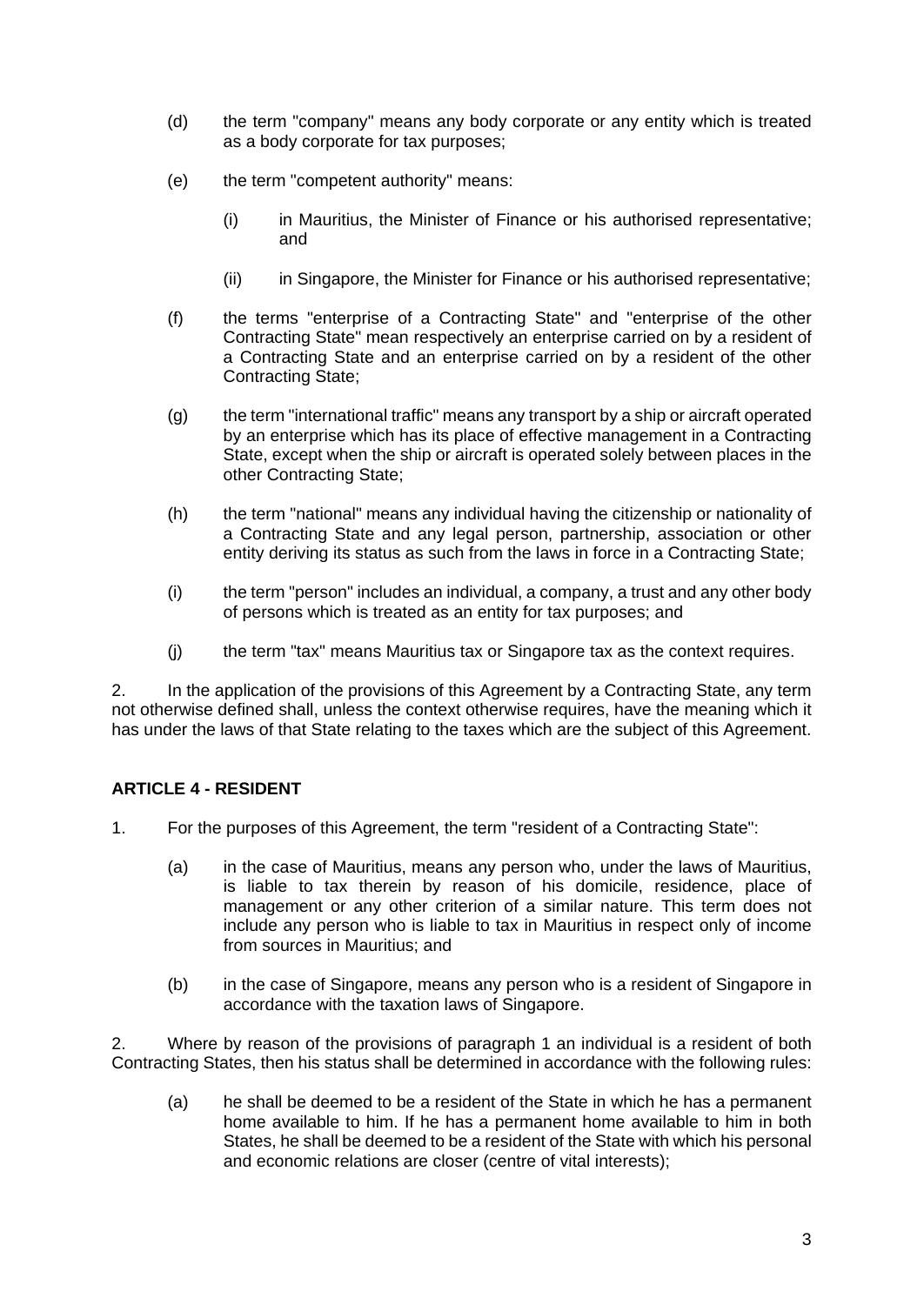(d) the term "company" means any body corporate or any entity which is treated as a body corporate for tax purposes;

(e) the term "competent authority" means:

  (i) in Mauritius, the Minister of Finance or his authorised representative; and

  (ii) in Singapore, the Minister for Finance or his authorised representative;

(f) the terms "enterprise of a Contracting State" and "enterprise of the other Contracting State" mean respectively an enterprise carried on by a resident of a Contracting State and an enterprise carried on by a resident of the other Contracting State;

(g) the term "international traffic" means any transport by a ship or aircraft operated by an enterprise which has its place of effective management in a Contracting State, except when the ship or aircraft is operated solely between places in the other Contracting State;

(h) the term "national" means any individual having the citizenship or nationality of a Contracting State and any legal person, partnership, association or other entity deriving its status as such from the laws in force in a Contracting State;

(i) the term "person" includes an individual, a company, a trust and any other body of persons which is treated as an entity for tax purposes; and

(j) the term "tax" means Mauritius tax or Singapore tax as the context requires.

2. In the application of the provisions of this Agreement by a Contracting State, any term not otherwise defined shall, unless the context otherwise requires, have the meaning which it has under the laws of that State relating to the taxes which are the subject of this Agreement.

**ARTICLE 4 - RESIDENT**

1. For the purposes of this Agreement, the term "resident of a Contracting State":

(a) in the case of Mauritius, means any person who, under the laws of Mauritius, is liable to tax therein by reason of his domicile, residence, place of management or any other criterion of a similar nature. This term does not include any person who is liable to tax in Mauritius in respect only of income from sources in Mauritius; and

(b) in the case of Singapore, means any person who is a resident of Singapore in accordance with the taxation laws of Singapore.

2. Where by reason of the provisions of paragraph 1 an individual is a resident of both Contracting States, then his status shall be determined in accordance with the following rules:

(a) he shall be deemed to be a resident of the State in which he has a permanent home available to him. If he has a permanent home available to him in both States, he shall be deemed to be a resident of the State with which his personal and economic relations are closer (centre of vital interests);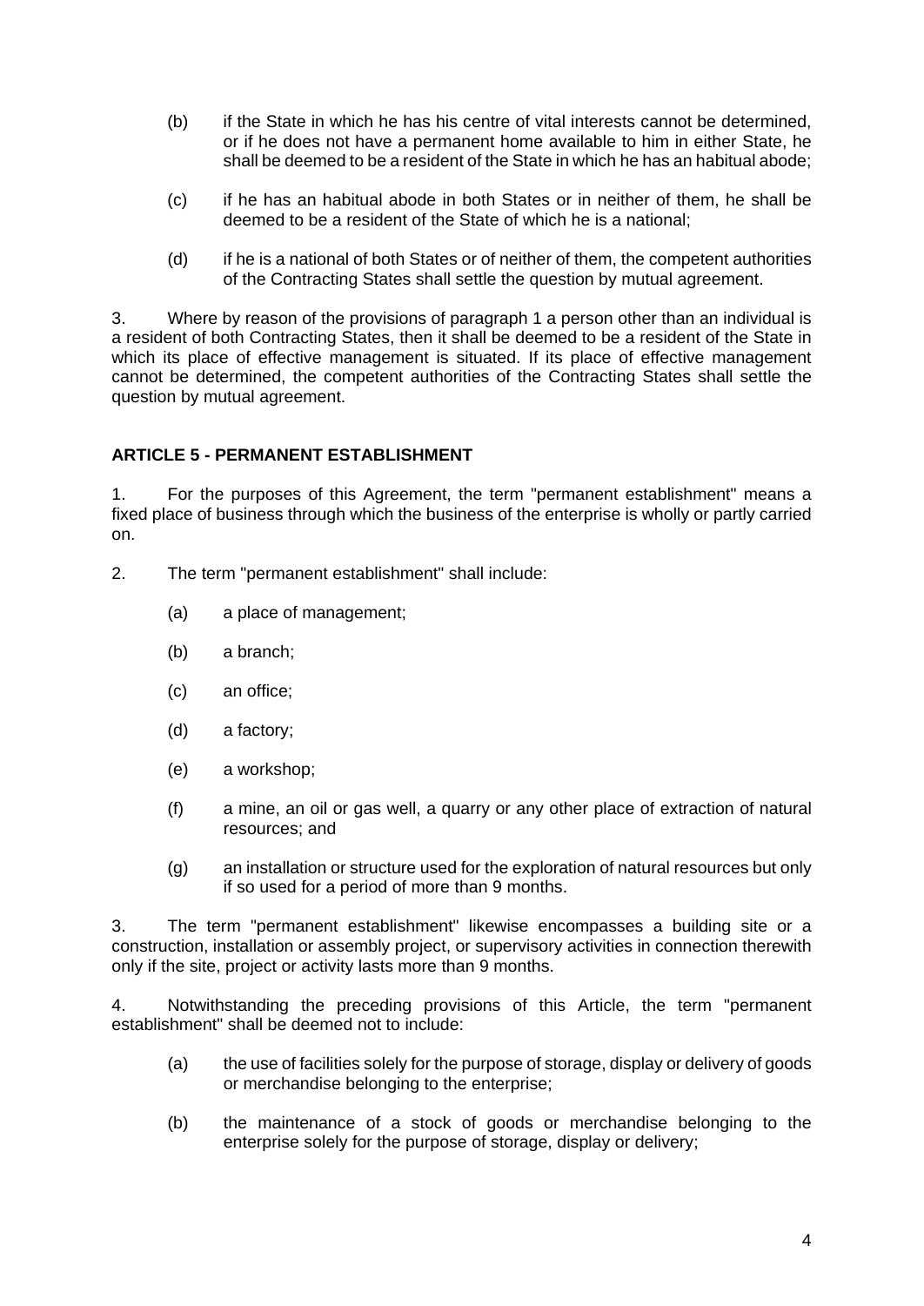(b) if the State in which he has his centre of vital interests cannot be determined, or if he does not have a permanent home available to him in either State, he shall be deemed to be a resident of the State in which he has an habitual abode;

(c) if he has an habitual abode in both States or in neither of them, he shall be deemed to be a resident of the State of which he is a national;

(d) if he is a national of both States or of neither of them, the competent authorities of the Contracting States shall settle the question by mutual agreement.

3. Where by reason of the provisions of paragraph 1 a person other than an individual is a resident of both Contracting States, then it shall be deemed to be a resident of the State in which its place of effective management is situated. If its place of effective management cannot be determined, the competent authorities of the Contracting States shall settle the question by mutual agreement.

## ARTICLE 5 - PERMANENT ESTABLISHMENT

1. For the purposes of this Agreement, the term "permanent establishment" means a fixed place of business through which the business of the enterprise is wholly or partly carried on.

2. The term "permanent establishment" shall include:

(a) a place of management;

(b) a branch;

(c) an office;

(d) a factory;

(e) a workshop;

(f) a mine, an oil or gas well, a quarry or any other place of extraction of natural resources; and

(g) an installation or structure used for the exploration of natural resources but only if so used for a period of more than 9 months.

3. The term "permanent establishment" likewise encompasses a building site or a construction, installation or assembly project, or supervisory activities in connection therewith only if the site, project or activity lasts more than 9 months.

4. Notwithstanding the preceding provisions of this Article, the term "permanent establishment" shall be deemed not to include:

(a) the use of facilities solely for the purpose of storage, display or delivery of goods or merchandise belonging to the enterprise;

(b) the maintenance of a stock of goods or merchandise belonging to the enterprise solely for the purpose of storage, display or delivery;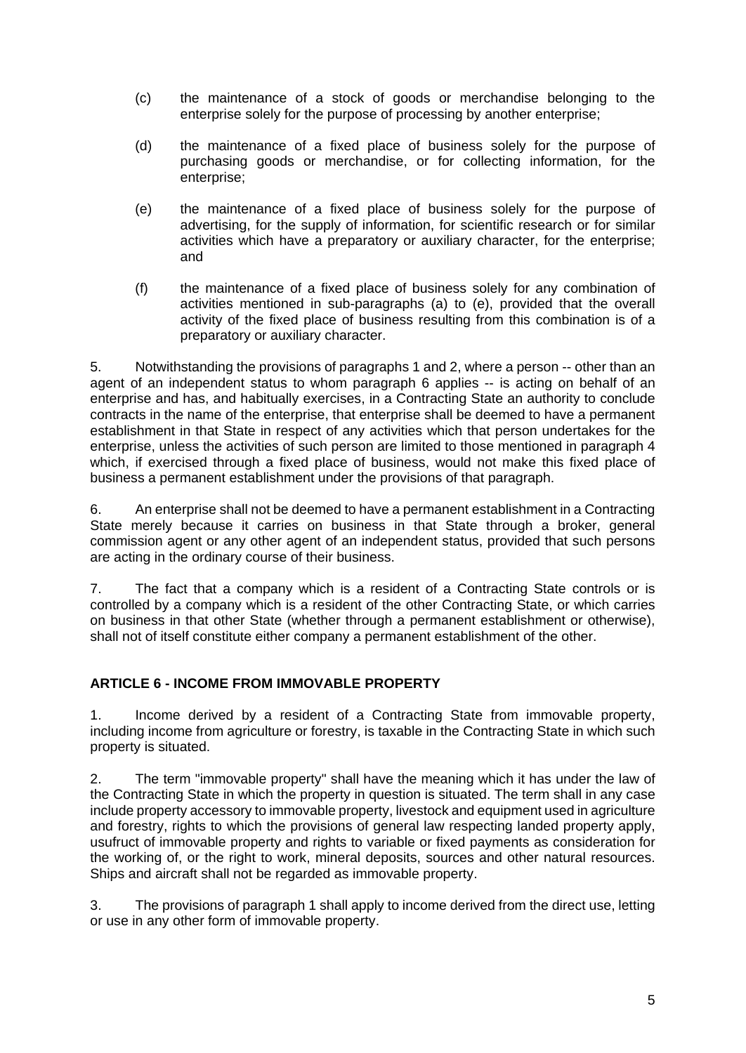(c) the maintenance of a stock of goods or merchandise belonging to the enterprise solely for the purpose of processing by another enterprise;

(d) the maintenance of a fixed place of business solely for the purpose of purchasing goods or merchandise, or for collecting information, for the enterprise;

(e) the maintenance of a fixed place of business solely for the purpose of advertising, for the supply of information, for scientific research or for similar activities which have a preparatory or auxiliary character, for the enterprise; and

(f) the maintenance of a fixed place of business solely for any combination of activities mentioned in sub-paragraphs (a) to (e), provided that the overall activity of the fixed place of business resulting from this combination is of a preparatory or auxiliary character.

5. Notwithstanding the provisions of paragraphs 1 and 2, where a person -- other than an agent of an independent status to whom paragraph 6 applies -- is acting on behalf of an enterprise and has, and habitually exercises, in a Contracting State an authority to conclude contracts in the name of the enterprise, that enterprise shall be deemed to have a permanent establishment in that State in respect of any activities which that person undertakes for the enterprise, unless the activities of such person are limited to those mentioned in paragraph 4 which, if exercised through a fixed place of business, would not make this fixed place of business a permanent establishment under the provisions of that paragraph.

6. An enterprise shall not be deemed to have a permanent establishment in a Contracting State merely because it carries on business in that State through a broker, general commission agent or any other agent of an independent status, provided that such persons are acting in the ordinary course of their business.

7. The fact that a company which is a resident of a Contracting State controls or is controlled by a company which is a resident of the other Contracting State, or which carries on business in that other State (whether through a permanent establishment or otherwise), shall not of itself constitute either company a permanent establishment of the other.

## ARTICLE 6 - INCOME FROM IMMOVABLE PROPERTY

1. Income derived by a resident of a Contracting State from immovable property, including income from agriculture or forestry, is taxable in the Contracting State in which such property is situated.

2. The term "immovable property" shall have the meaning which it has under the law of the Contracting State in which the property in question is situated. The term shall in any case include property accessory to immovable property, livestock and equipment used in agriculture and forestry, rights to which the provisions of general law respecting landed property apply, usufruct of immovable property and rights to variable or fixed payments as consideration for the working of, or the right to work, mineral deposits, sources and other natural resources. Ships and aircraft shall not be regarded as immovable property.

3. The provisions of paragraph 1 shall apply to income derived from the direct use, letting or use in any other form of immovable property.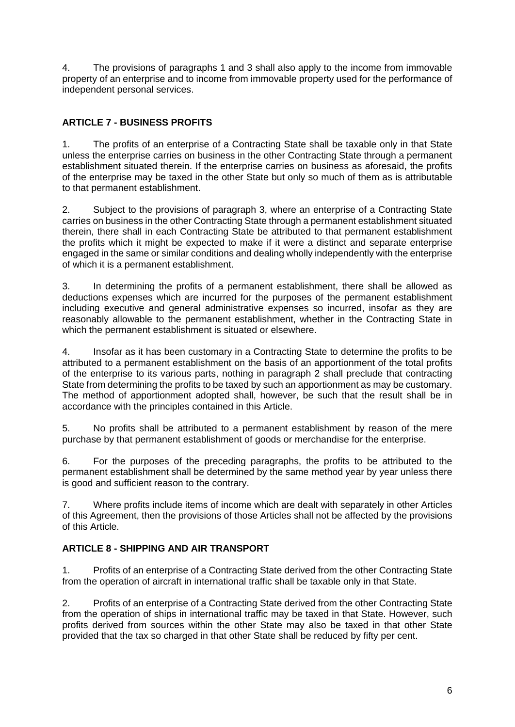4. The provisions of paragraphs 1 and 3 shall also apply to the income from immovable property of an enterprise and to income from immovable property used for the performance of independent personal services.

## ARTICLE 7 - BUSINESS PROFITS

1. The profits of an enterprise of a Contracting State shall be taxable only in that State unless the enterprise carries on business in the other Contracting State through a permanent establishment situated therein. If the enterprise carries on business as aforesaid, the profits of the enterprise may be taxed in the other State but only so much of them as is attributable to that permanent establishment.

2. Subject to the provisions of paragraph 3, where an enterprise of a Contracting State carries on business in the other Contracting State through a permanent establishment situated therein, there shall in each Contracting State be attributed to that permanent establishment the profits which it might be expected to make if it were a distinct and separate enterprise engaged in the same or similar conditions and dealing wholly independently with the enterprise of which it is a permanent establishment.

3. In determining the profits of a permanent establishment, there shall be allowed as deductions expenses which are incurred for the purposes of the permanent establishment including executive and general administrative expenses so incurred, insofar as they are reasonably allowable to the permanent establishment, whether in the Contracting State in which the permanent establishment is situated or elsewhere.

4. Insofar as it has been customary in a Contracting State to determine the profits to be attributed to a permanent establishment on the basis of an apportionment of the total profits of the enterprise to its various parts, nothing in paragraph 2 shall preclude that contracting State from determining the profits to be taxed by such an apportionment as may be customary. The method of apportionment adopted shall, however, be such that the result shall be in accordance with the principles contained in this Article.

5. No profits shall be attributed to a permanent establishment by reason of the mere purchase by that permanent establishment of goods or merchandise for the enterprise.

6. For the purposes of the preceding paragraphs, the profits to be attributed to the permanent establishment shall be determined by the same method year by year unless there is good and sufficient reason to the contrary.

7. Where profits include items of income which are dealt with separately in other Articles of this Agreement, then the provisions of those Articles shall not be affected by the provisions of this Article.

## ARTICLE 8 - SHIPPING AND AIR TRANSPORT

1. Profits of an enterprise of a Contracting State derived from the other Contracting State from the operation of aircraft in international traffic shall be taxable only in that State.

2. Profits of an enterprise of a Contracting State derived from the other Contracting State from the operation of ships in international traffic may be taxed in that State. However, such profits derived from sources within the other State may also be taxed in that other State provided that the tax so charged in that other State shall be reduced by fifty per cent.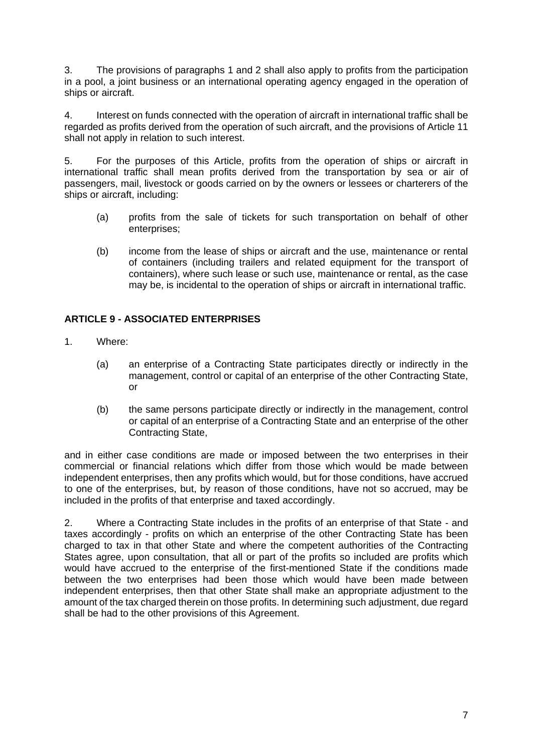3. The provisions of paragraphs 1 and 2 shall also apply to profits from the participation in a pool, a joint business or an international operating agency engaged in the operation of ships or aircraft.

4. Interest on funds connected with the operation of aircraft in international traffic shall be regarded as profits derived from the operation of such aircraft, and the provisions of Article 11 shall not apply in relation to such interest.

5. For the purposes of this Article, profits from the operation of ships or aircraft in international traffic shall mean profits derived from the transportation by sea or air of passengers, mail, livestock or goods carried on by the owners or lessees or charterers of the ships or aircraft, including:

(a) profits from the sale of tickets for such transportation on behalf of other enterprises;

(b) income from the lease of ships or aircraft and the use, maintenance or rental of containers (including trailers and related equipment for the transport of containers), where such lease or such use, maintenance or rental, as the case may be, is incidental to the operation of ships or aircraft in international traffic.

## ARTICLE 9 - ASSOCIATED ENTERPRISES

1. Where:

(a) an enterprise of a Contracting State participates directly or indirectly in the management, control or capital of an enterprise of the other Contracting State, or

(b) the same persons participate directly or indirectly in the management, control or capital of an enterprise of a Contracting State and an enterprise of the other Contracting State,

and in either case conditions are made or imposed between the two enterprises in their commercial or financial relations which differ from those which would be made between independent enterprises, then any profits which would, but for those conditions, have accrued to one of the enterprises, but, by reason of those conditions, have not so accrued, may be included in the profits of that enterprise and taxed accordingly.

2. Where a Contracting State includes in the profits of an enterprise of that State - and taxes accordingly - profits on which an enterprise of the other Contracting State has been charged to tax in that other State and where the competent authorities of the Contracting States agree, upon consultation, that all or part of the profits so included are profits which would have accrued to the enterprise of the first-mentioned State if the conditions made between the two enterprises had been those which would have been made between independent enterprises, then that other State shall make an appropriate adjustment to the amount of the tax charged therein on those profits. In determining such adjustment, due regard shall be had to the other provisions of this Agreement.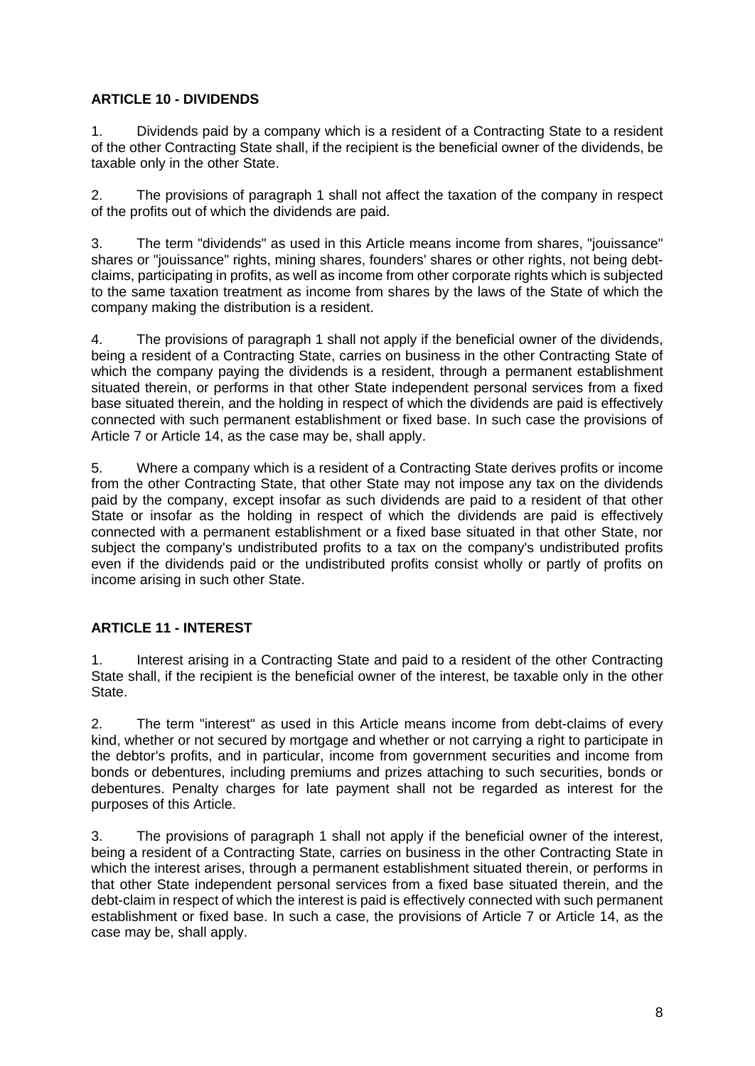**ARTICLE 10 - DIVIDENDS**

1. Dividends paid by a company which is a resident of a Contracting State to a resident of the other Contracting State shall, if the recipient is the beneficial owner of the dividends, be taxable only in the other State.

2. The provisions of paragraph 1 shall not affect the taxation of the company in respect of the profits out of which the dividends are paid.

3. The term "dividends" as used in this Article means income from shares, "jouissance" shares or "jouissance" rights, mining shares, founders' shares or other rights, not being debt-claims, participating in profits, as well as income from other corporate rights which is subjected to the same taxation treatment as income from shares by the laws of the State of which the company making the distribution is a resident.

4. The provisions of paragraph 1 shall not apply if the beneficial owner of the dividends, being a resident of a Contracting State, carries on business in the other Contracting State of which the company paying the dividends is a resident, through a permanent establishment situated therein, or performs in that other State independent personal services from a fixed base situated therein, and the holding in respect of which the dividends are paid is effectively connected with such permanent establishment or fixed base. In such case the provisions of Article 7 or Article 14, as the case may be, shall apply.

5. Where a company which is a resident of a Contracting State derives profits or income from the other Contracting State, that other State may not impose any tax on the dividends paid by the company, except insofar as such dividends are paid to a resident of that other State or insofar as the holding in respect of which the dividends are paid is effectively connected with a permanent establishment or a fixed base situated in that other State, nor subject the company's undistributed profits to a tax on the company's undistributed profits even if the dividends paid or the undistributed profits consist wholly or partly of profits on income arising in such other State.

**ARTICLE 11 - INTEREST**

1. Interest arising in a Contracting State and paid to a resident of the other Contracting State shall, if the recipient is the beneficial owner of the interest, be taxable only in the other State.

2. The term "interest" as used in this Article means income from debt-claims of every kind, whether or not secured by mortgage and whether or not carrying a right to participate in the debtor's profits, and in particular, income from government securities and income from bonds or debentures, including premiums and prizes attaching to such securities, bonds or debentures. Penalty charges for late payment shall not be regarded as interest for the purposes of this Article.

3. The provisions of paragraph 1 shall not apply if the beneficial owner of the interest, being a resident of a Contracting State, carries on business in the other Contracting State in which the interest arises, through a permanent establishment situated therein, or performs in that other State independent personal services from a fixed base situated therein, and the debt-claim in respect of which the interest is paid is effectively connected with such permanent establishment or fixed base. In such a case, the provisions of Article 7 or Article 14, as the case may be, shall apply.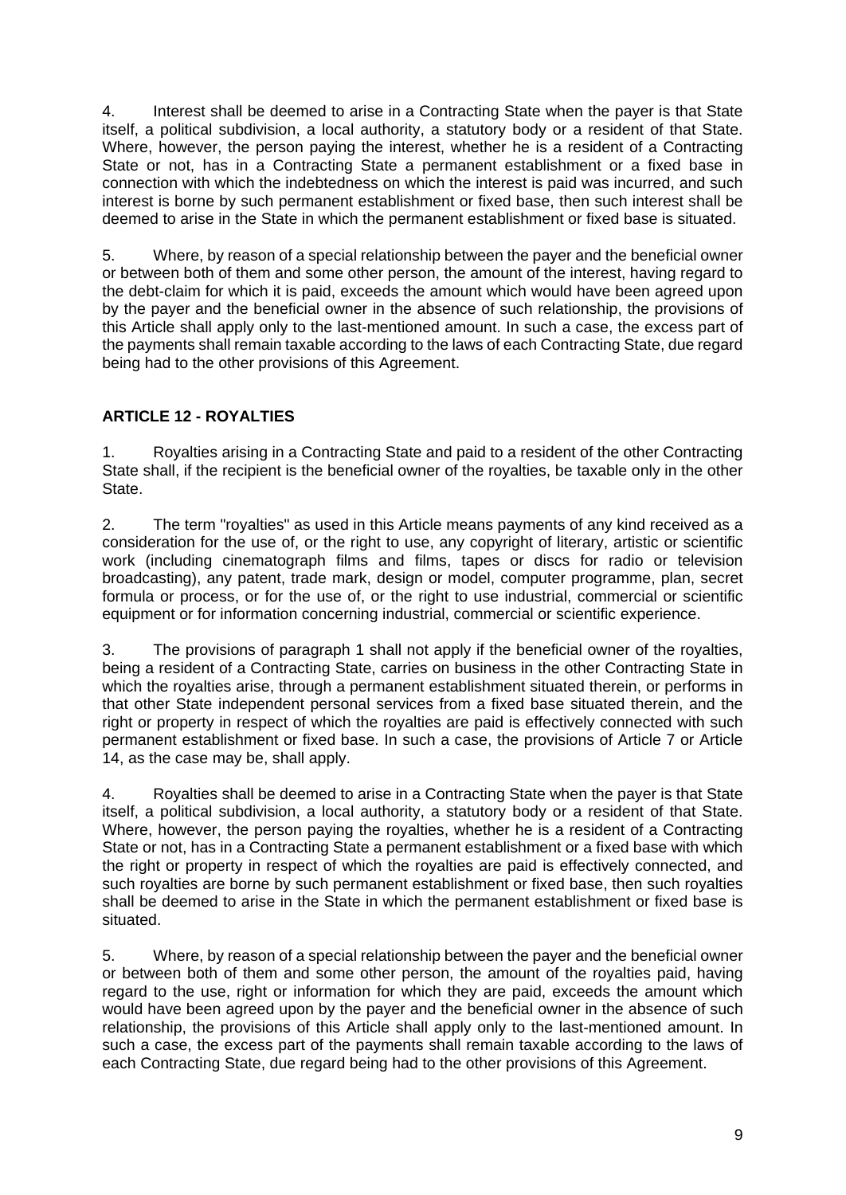4. Interest shall be deemed to arise in a Contracting State when the payer is that State itself, a political subdivision, a local authority, a statutory body or a resident of that State. Where, however, the person paying the interest, whether he is a resident of a Contracting State or not, has in a Contracting State a permanent establishment or a fixed base in connection with which the indebtedness on which the interest is paid was incurred, and such interest is borne by such permanent establishment or fixed base, then such interest shall be deemed to arise in the State in which the permanent establishment or fixed base is situated.

5. Where, by reason of a special relationship between the payer and the beneficial owner or between both of them and some other person, the amount of the interest, having regard to the debt-claim for which it is paid, exceeds the amount which would have been agreed upon by the payer and the beneficial owner in the absence of such relationship, the provisions of this Article shall apply only to the last-mentioned amount. In such a case, the excess part of the payments shall remain taxable according to the laws of each Contracting State, due regard being had to the other provisions of this Agreement.

## ARTICLE 12 - ROYALTIES

1. Royalties arising in a Contracting State and paid to a resident of the other Contracting State shall, if the recipient is the beneficial owner of the royalties, be taxable only in the other State.

2. The term "royalties" as used in this Article means payments of any kind received as a consideration for the use of, or the right to use, any copyright of literary, artistic or scientific work (including cinematograph films and films, tapes or discs for radio or television broadcasting), any patent, trade mark, design or model, computer programme, plan, secret formula or process, or for the use of, or the right to use industrial, commercial or scientific equipment or for information concerning industrial, commercial or scientific experience.

3. The provisions of paragraph 1 shall not apply if the beneficial owner of the royalties, being a resident of a Contracting State, carries on business in the other Contracting State in which the royalties arise, through a permanent establishment situated therein, or performs in that other State independent personal services from a fixed base situated therein, and the right or property in respect of which the royalties are paid is effectively connected with such permanent establishment or fixed base. In such a case, the provisions of Article 7 or Article 14, as the case may be, shall apply.

4. Royalties shall be deemed to arise in a Contracting State when the payer is that State itself, a political subdivision, a local authority, a statutory body or a resident of that State. Where, however, the person paying the royalties, whether he is a resident of a Contracting State or not, has in a Contracting State a permanent establishment or a fixed base with which the right or property in respect of which the royalties are paid is effectively connected, and such royalties are borne by such permanent establishment or fixed base, then such royalties shall be deemed to arise in the State in which the permanent establishment or fixed base is situated.

5. Where, by reason of a special relationship between the payer and the beneficial owner or between both of them and some other person, the amount of the royalties paid, having regard to the use, right or information for which they are paid, exceeds the amount which would have been agreed upon by the payer and the beneficial owner in the absence of such relationship, the provisions of this Article shall apply only to the last-mentioned amount. In such a case, the excess part of the payments shall remain taxable according to the laws of each Contracting State, due regard being had to the other provisions of this Agreement.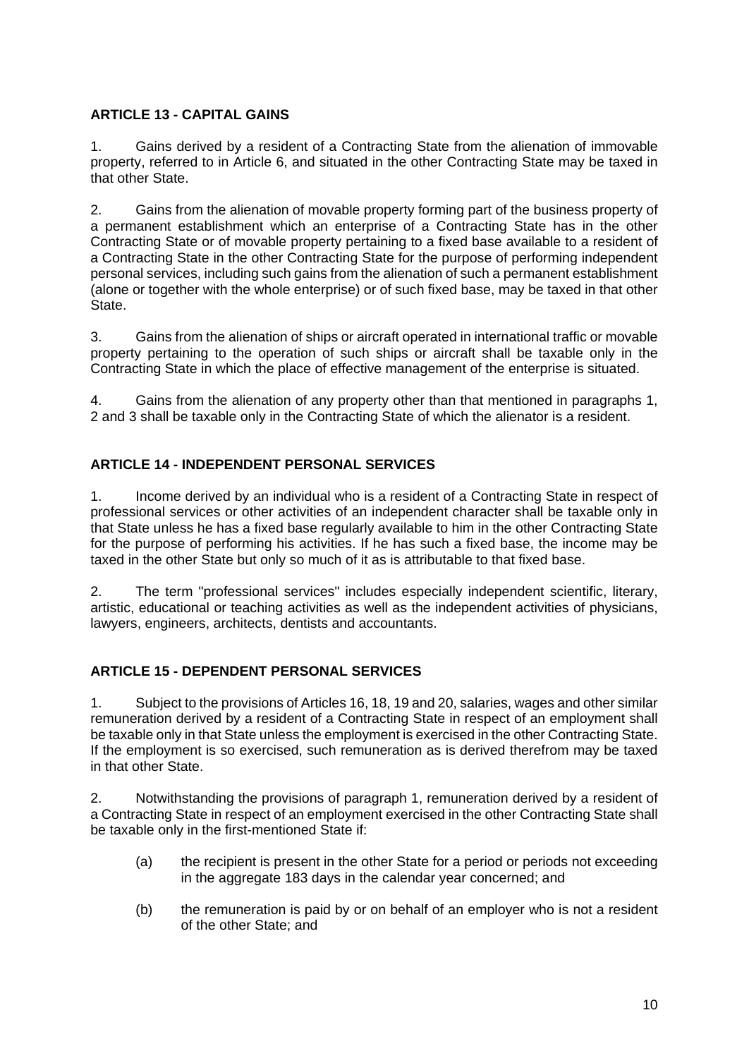## ARTICLE 13 - CAPITAL GAINS

1. Gains derived by a resident of a Contracting State from the alienation of immovable property, referred to in Article 6, and situated in the other Contracting State may be taxed in that other State.

2. Gains from the alienation of movable property forming part of the business property of a permanent establishment which an enterprise of a Contracting State has in the other Contracting State or of movable property pertaining to a fixed base available to a resident of a Contracting State in the other Contracting State for the purpose of performing independent personal services, including such gains from the alienation of such a permanent establishment (alone or together with the whole enterprise) or of such fixed base, may be taxed in that other State.

3. Gains from the alienation of ships or aircraft operated in international traffic or movable property pertaining to the operation of such ships or aircraft shall be taxable only in the Contracting State in which the place of effective management of the enterprise is situated.

4. Gains from the alienation of any property other than that mentioned in paragraphs 1, 2 and 3 shall be taxable only in the Contracting State of which the alienator is a resident.

## ARTICLE 14 - INDEPENDENT PERSONAL SERVICES

1. Income derived by an individual who is a resident of a Contracting State in respect of professional services or other activities of an independent character shall be taxable only in that State unless he has a fixed base regularly available to him in the other Contracting State for the purpose of performing his activities. If he has such a fixed base, the income may be taxed in the other State but only so much of it as is attributable to that fixed base.

2. The term "professional services" includes especially independent scientific, literary, artistic, educational or teaching activities as well as the independent activities of physicians, lawyers, engineers, architects, dentists and accountants.

## ARTICLE 15 - DEPENDENT PERSONAL SERVICES

1. Subject to the provisions of Articles 16, 18, 19 and 20, salaries, wages and other similar remuneration derived by a resident of a Contracting State in respect of an employment shall be taxable only in that State unless the employment is exercised in the other Contracting State. If the employment is so exercised, such remuneration as is derived therefrom may be taxed in that other State.

2. Notwithstanding the provisions of paragraph 1, remuneration derived by a resident of a Contracting State in respect of an employment exercised in the other Contracting State shall be taxable only in the first-mentioned State if:

(a) the recipient is present in the other State for a period or periods not exceeding in the aggregate 183 days in the calendar year concerned; and

(b) the remuneration is paid by or on behalf of an employer who is not a resident of the other State; and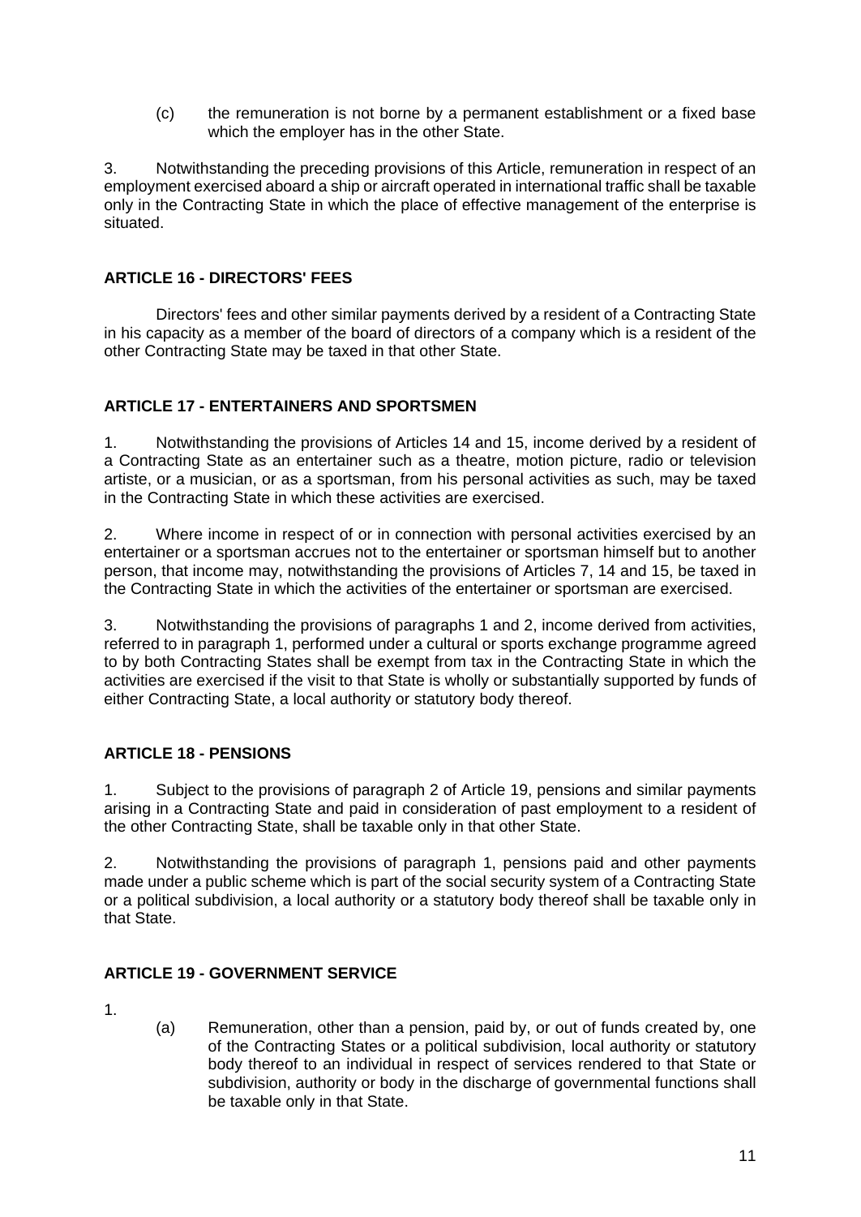(c) the remuneration is not borne by a permanent establishment or a fixed base which the employer has in the other State.

3. Notwithstanding the preceding provisions of this Article, remuneration in respect of an employment exercised aboard a ship or aircraft operated in international traffic shall be taxable only in the Contracting State in which the place of effective management of the enterprise is situated.

## ARTICLE 16 - DIRECTORS' FEES

Directors' fees and other similar payments derived by a resident of a Contracting State in his capacity as a member of the board of directors of a company which is a resident of the other Contracting State may be taxed in that other State.

## ARTICLE 17 - ENTERTAINERS AND SPORTSMEN

1. Notwithstanding the provisions of Articles 14 and 15, income derived by a resident of a Contracting State as an entertainer such as a theatre, motion picture, radio or television artiste, or a musician, or as a sportsman, from his personal activities as such, may be taxed in the Contracting State in which these activities are exercised.

2. Where income in respect of or in connection with personal activities exercised by an entertainer or a sportsman accrues not to the entertainer or sportsman himself but to another person, that income may, notwithstanding the provisions of Articles 7, 14 and 15, be taxed in the Contracting State in which the activities of the entertainer or sportsman are exercised.

3. Notwithstanding the provisions of paragraphs 1 and 2, income derived from activities, referred to in paragraph 1, performed under a cultural or sports exchange programme agreed to by both Contracting States shall be exempt from tax in the Contracting State in which the activities are exercised if the visit to that State is wholly or substantially supported by funds of either Contracting State, a local authority or statutory body thereof.

## ARTICLE 18 - PENSIONS

1. Subject to the provisions of paragraph 2 of Article 19, pensions and similar payments arising in a Contracting State and paid in consideration of past employment to a resident of the other Contracting State, shall be taxable only in that other State.

2. Notwithstanding the provisions of paragraph 1, pensions paid and other payments made under a public scheme which is part of the social security system of a Contracting State or a political subdivision, a local authority or a statutory body thereof shall be taxable only in that State.

## ARTICLE 19 - GOVERNMENT SERVICE

1.

(a) Remuneration, other than a pension, paid by, or out of funds created by, one of the Contracting States or a political subdivision, local authority or statutory body thereof to an individual in respect of services rendered to that State or subdivision, authority or body in the discharge of governmental functions shall be taxable only in that State.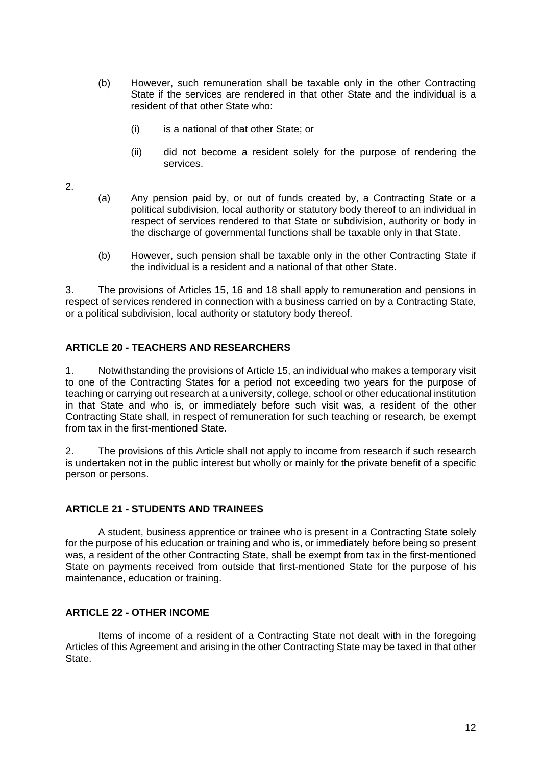(b) However, such remuneration shall be taxable only in the other Contracting State if the services are rendered in that other State and the individual is a resident of that other State who:

   (i) is a national of that other State; or

   (ii) did not become a resident solely for the purpose of rendering the services.

2.

(a) Any pension paid by, or out of funds created by, a Contracting State or a political subdivision, local authority or statutory body thereof to an individual in respect of services rendered to that State or subdivision, authority or body in the discharge of governmental functions shall be taxable only in that State.

(b) However, such pension shall be taxable only in the other Contracting State if the individual is a resident and a national of that other State.

3. The provisions of Articles 15, 16 and 18 shall apply to remuneration and pensions in respect of services rendered in connection with a business carried on by a Contracting State, or a political subdivision, local authority or statutory body thereof.

## ARTICLE 20 - TEACHERS AND RESEARCHERS

1. Notwithstanding the provisions of Article 15, an individual who makes a temporary visit to one of the Contracting States for a period not exceeding two years for the purpose of teaching or carrying out research at a university, college, school or other educational institution in that State and who is, or immediately before such visit was, a resident of the other Contracting State shall, in respect of remuneration for such teaching or research, be exempt from tax in the first-mentioned State.

2. The provisions of this Article shall not apply to income from research if such research is undertaken not in the public interest but wholly or mainly for the private benefit of a specific person or persons.

## ARTICLE 21 - STUDENTS AND TRAINEES

A student, business apprentice or trainee who is present in a Contracting State solely for the purpose of his education or training and who is, or immediately before being so present was, a resident of the other Contracting State, shall be exempt from tax in the first-mentioned State on payments received from outside that first-mentioned State for the purpose of his maintenance, education or training.

## ARTICLE 22 - OTHER INCOME

Items of income of a resident of a Contracting State not dealt with in the foregoing Articles of this Agreement and arising in the other Contracting State may be taxed in that other State.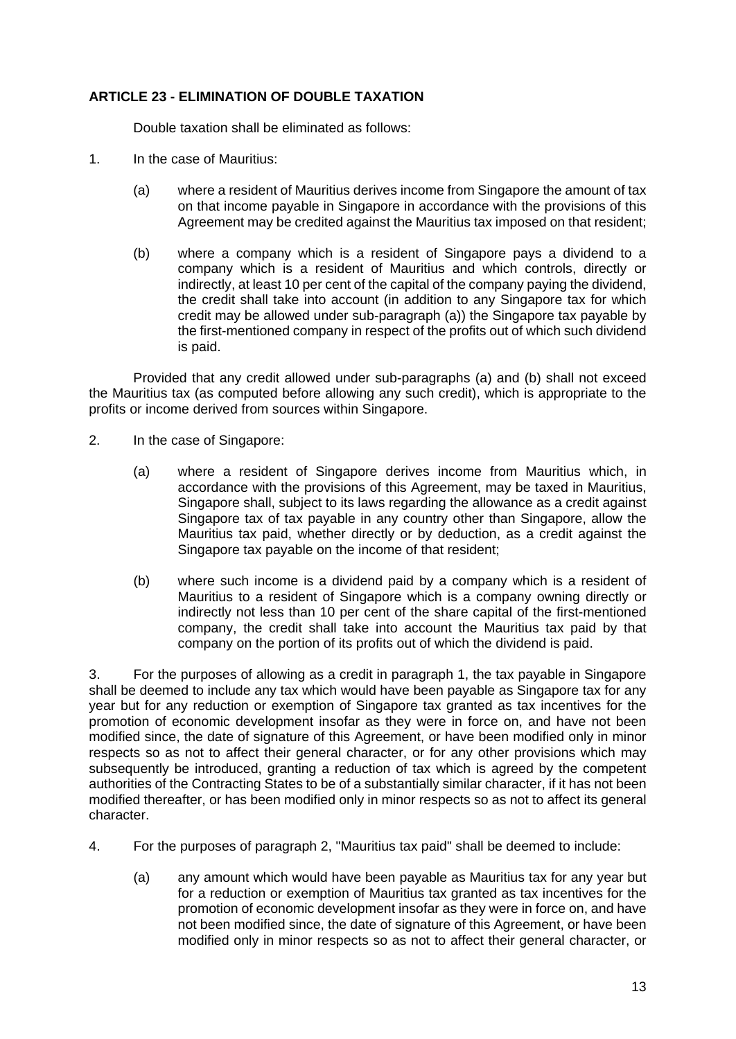**ARTICLE 23 - ELIMINATION OF DOUBLE TAXATION**

Double taxation shall be eliminated as follows:

1. In the case of Mauritius:

   (a) where a resident of Mauritius derives income from Singapore the amount of tax on that income payable in Singapore in accordance with the provisions of this Agreement may be credited against the Mauritius tax imposed on that resident;

   (b) where a company which is a resident of Singapore pays a dividend to a company which is a resident of Mauritius and which controls, directly or indirectly, at least 10 per cent of the capital of the company paying the dividend, the credit shall take into account (in addition to any Singapore tax for which credit may be allowed under sub-paragraph (a)) the Singapore tax payable by the first-mentioned company in respect of the profits out of which such dividend is paid.

   Provided that any credit allowed under sub-paragraphs (a) and (b) shall not exceed the Mauritius tax (as computed before allowing any such credit), which is appropriate to the profits or income derived from sources within Singapore.

2. In the case of Singapore:

   (a) where a resident of Singapore derives income from Mauritius which, in accordance with the provisions of this Agreement, may be taxed in Mauritius, Singapore shall, subject to its laws regarding the allowance as a credit against Singapore tax of tax payable in any country other than Singapore, allow the Mauritius tax paid, whether directly or by deduction, as a credit against the Singapore tax payable on the income of that resident;

   (b) where such income is a dividend paid by a company which is a resident of Mauritius to a resident of Singapore which is a company owning directly or indirectly not less than 10 per cent of the share capital of the first-mentioned company, the credit shall take into account the Mauritius tax paid by that company on the portion of its profits out of which the dividend is paid.

3. For the purposes of allowing as a credit in paragraph 1, the tax payable in Singapore shall be deemed to include any tax which would have been payable as Singapore tax for any year but for any reduction or exemption of Singapore tax granted as tax incentives for the promotion of economic development insofar as they were in force on, and have not been modified since, the date of signature of this Agreement, or have been modified only in minor respects so as not to affect their general character, or for any other provisions which may subsequently be introduced, granting a reduction of tax which is agreed by the competent authorities of the Contracting States to be of a substantially similar character, if it has not been modified thereafter, or has been modified only in minor respects so as not to affect its general character.

4. For the purposes of paragraph 2, "Mauritius tax paid" shall be deemed to include:

   (a) any amount which would have been payable as Mauritius tax for any year but for a reduction or exemption of Mauritius tax granted as tax incentives for the promotion of economic development insofar as they were in force on, and have not been modified since, the date of signature of this Agreement, or have been modified only in minor respects so as not to affect their general character, or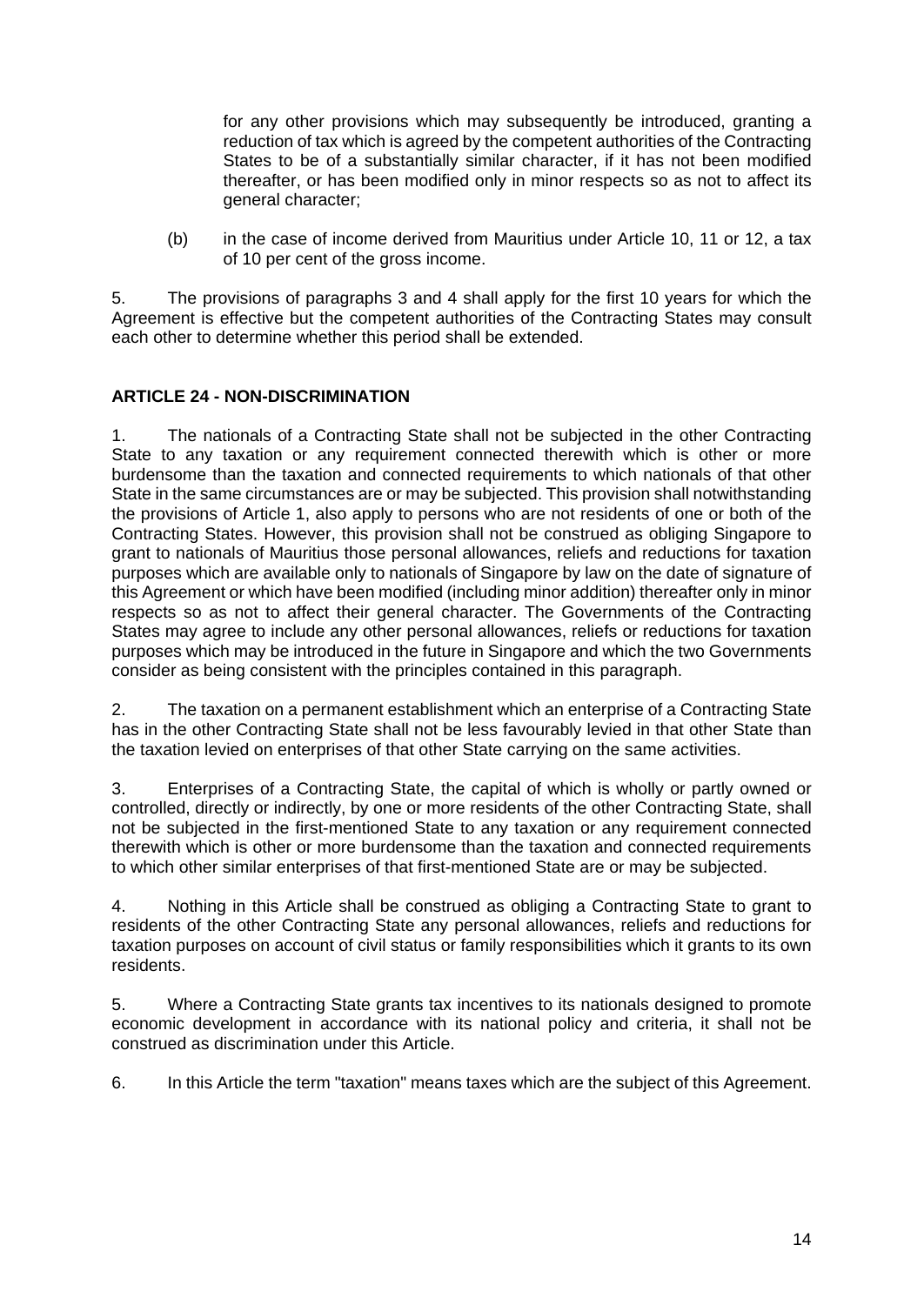for any other provisions which may subsequently be introduced, granting a reduction of tax which is agreed by the competent authorities of the Contracting States to be of a substantially similar character, if it has not been modified thereafter, or has been modified only in minor respects so as not to affect its general character;

(b) in the case of income derived from Mauritius under Article 10, 11 or 12, a tax of 10 per cent of the gross income.

5. The provisions of paragraphs 3 and 4 shall apply for the first 10 years for which the Agreement is effective but the competent authorities of the Contracting States may consult each other to determine whether this period shall be extended.

**ARTICLE 24 - NON-DISCRIMINATION**

1. The nationals of a Contracting State shall not be subjected in the other Contracting State to any taxation or any requirement connected therewith which is other or more burdensome than the taxation and connected requirements to which nationals of that other State in the same circumstances are or may be subjected. This provision shall notwithstanding the provisions of Article 1, also apply to persons who are not residents of one or both of the Contracting States. However, this provision shall not be construed as obliging Singapore to grant to nationals of Mauritius those personal allowances, reliefs and reductions for taxation purposes which are available only to nationals of Singapore by law on the date of signature of this Agreement or which have been modified (including minor addition) thereafter only in minor respects so as not to affect their general character. The Governments of the Contracting States may agree to include any other personal allowances, reliefs or reductions for taxation purposes which may be introduced in the future in Singapore and which the two Governments consider as being consistent with the principles contained in this paragraph.

2. The taxation on a permanent establishment which an enterprise of a Contracting State has in the other Contracting State shall not be less favourably levied in that other State than the taxation levied on enterprises of that other State carrying on the same activities.

3. Enterprises of a Contracting State, the capital of which is wholly or partly owned or controlled, directly or indirectly, by one or more residents of the other Contracting State, shall not be subjected in the first-mentioned State to any taxation or any requirement connected therewith which is other or more burdensome than the taxation and connected requirements to which other similar enterprises of that first-mentioned State are or may be subjected.

4. Nothing in this Article shall be construed as obliging a Contracting State to grant to residents of the other Contracting State any personal allowances, reliefs and reductions for taxation purposes on account of civil status or family responsibilities which it grants to its own residents.

5. Where a Contracting State grants tax incentives to its nationals designed to promote economic development in accordance with its national policy and criteria, it shall not be construed as discrimination under this Article.

6. In this Article the term "taxation" means taxes which are the subject of this Agreement.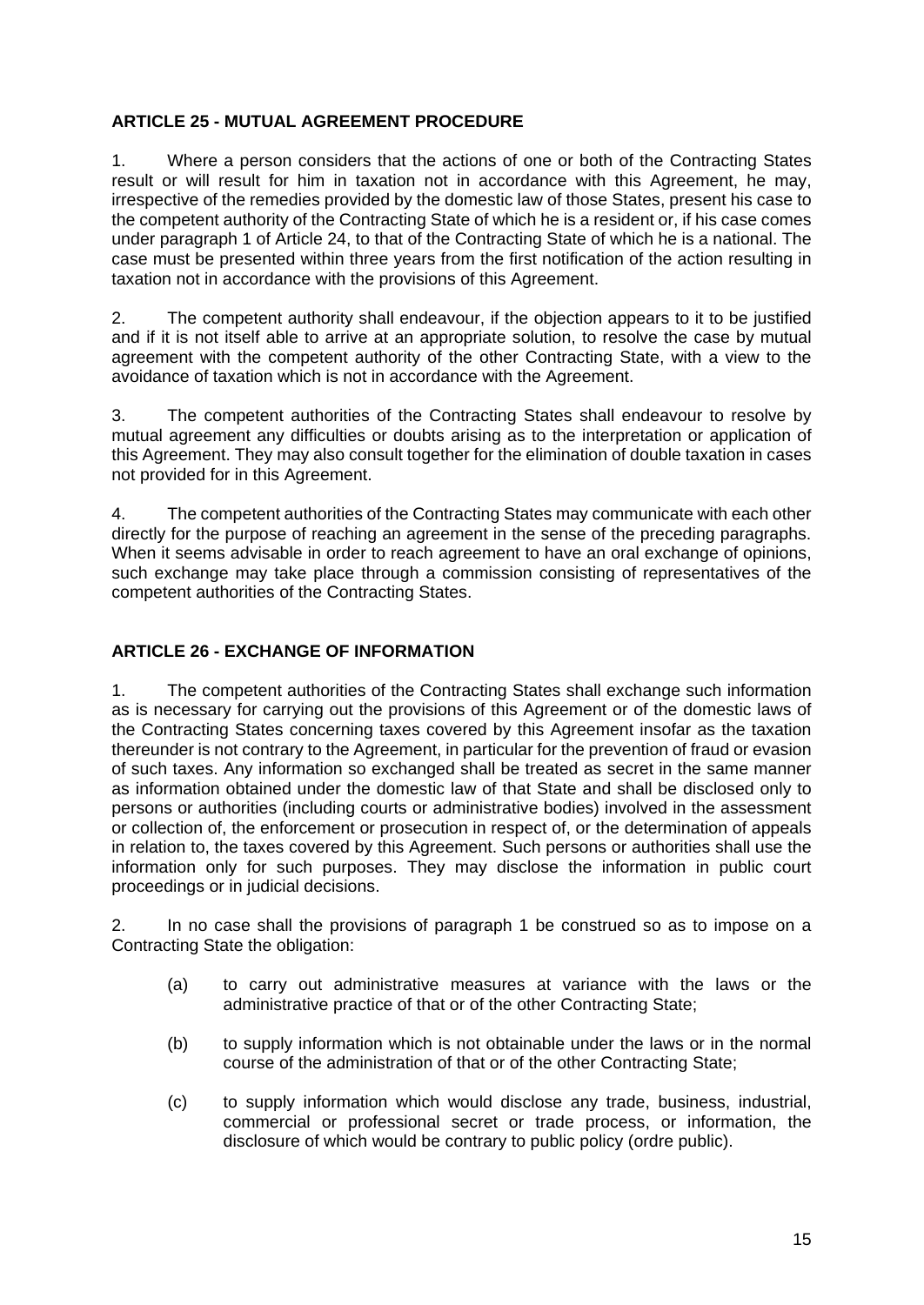## ARTICLE 25 - MUTUAL AGREEMENT PROCEDURE

1. Where a person considers that the actions of one or both of the Contracting States result or will result for him in taxation not in accordance with this Agreement, he may, irrespective of the remedies provided by the domestic law of those States, present his case to the competent authority of the Contracting State of which he is a resident or, if his case comes under paragraph 1 of Article 24, to that of the Contracting State of which he is a national. The case must be presented within three years from the first notification of the action resulting in taxation not in accordance with the provisions of this Agreement.

2. The competent authority shall endeavour, if the objection appears to it to be justified and if it is not itself able to arrive at an appropriate solution, to resolve the case by mutual agreement with the competent authority of the other Contracting State, with a view to the avoidance of taxation which is not in accordance with the Agreement.

3. The competent authorities of the Contracting States shall endeavour to resolve by mutual agreement any difficulties or doubts arising as to the interpretation or application of this Agreement. They may also consult together for the elimination of double taxation in cases not provided for in this Agreement.

4. The competent authorities of the Contracting States may communicate with each other directly for the purpose of reaching an agreement in the sense of the preceding paragraphs. When it seems advisable in order to reach agreement to have an oral exchange of opinions, such exchange may take place through a commission consisting of representatives of the competent authorities of the Contracting States.

## ARTICLE 26 - EXCHANGE OF INFORMATION

1. The competent authorities of the Contracting States shall exchange such information as is necessary for carrying out the provisions of this Agreement or of the domestic laws of the Contracting States concerning taxes covered by this Agreement insofar as the taxation thereunder is not contrary to the Agreement, in particular for the prevention of fraud or evasion of such taxes. Any information so exchanged shall be treated as secret in the same manner as information obtained under the domestic law of that State and shall be disclosed only to persons or authorities (including courts or administrative bodies) involved in the assessment or collection of, the enforcement or prosecution in respect of, or the determination of appeals in relation to, the taxes covered by this Agreement. Such persons or authorities shall use the information only for such purposes. They may disclose the information in public court proceedings or in judicial decisions.

2. In no case shall the provisions of paragraph 1 be construed so as to impose on a Contracting State the obligation:

(a) to carry out administrative measures at variance with the laws or the administrative practice of that or of the other Contracting State;

(b) to supply information which is not obtainable under the laws or in the normal course of the administration of that or of the other Contracting State;

(c) to supply information which would disclose any trade, business, industrial, commercial or professional secret or trade process, or information, the disclosure of which would be contrary to public policy (ordre public).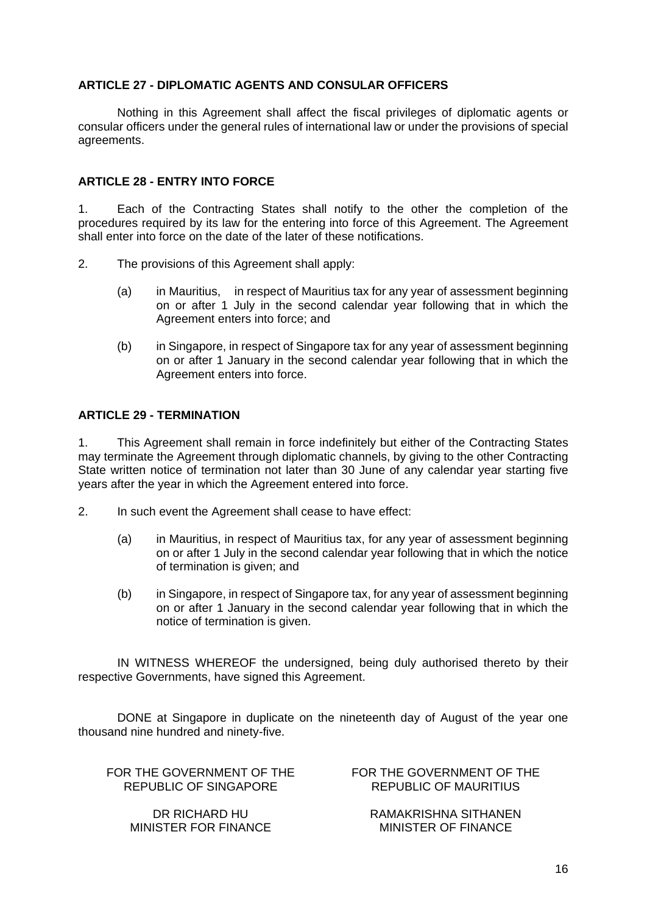**ARTICLE 27 - DIPLOMATIC AGENTS AND CONSULAR OFFICERS**

Nothing in this Agreement shall affect the fiscal privileges of diplomatic agents or consular officers under the general rules of international law or under the provisions of special agreements.

**ARTICLE 28 - ENTRY INTO FORCE**

1. Each of the Contracting States shall notify to the other the completion of the procedures required by its law for the entering into force of this Agreement. The Agreement shall enter into force on the date of the later of these notifications.

2. The provisions of this Agreement shall apply:

   (a) in Mauritius, in respect of Mauritius tax for any year of assessment beginning on or after 1 July in the second calendar year following that in which the Agreement enters into force; and

   (b) in Singapore, in respect of Singapore tax for any year of assessment beginning on or after 1 January in the second calendar year following that in which the Agreement enters into force.

**ARTICLE 29 - TERMINATION**

1. This Agreement shall remain in force indefinitely but either of the Contracting States may terminate the Agreement through diplomatic channels, by giving to the other Contracting State written notice of termination not later than 30 June of any calendar year starting five years after the year in which the Agreement entered into force.

2. In such event the Agreement shall cease to have effect:

   (a) in Mauritius, in respect of Mauritius tax, for any year of assessment beginning on or after 1 July in the second calendar year following that in which the notice of termination is given; and

   (b) in Singapore, in respect of Singapore tax, for any year of assessment beginning on or after 1 January in the second calendar year following that in which the notice of termination is given.

IN WITNESS WHEREOF the undersigned, being duly authorised thereto by their respective Governments, have signed this Agreement.

DONE at Singapore in duplicate on the nineteenth day of August of the year one thousand nine hundred and ninety-five.

FOR THE GOVERNMENT OF THE REPUBLIC OF SINGAPORE

DR RICHARD HU
MINISTER FOR FINANCE

FOR THE GOVERNMENT OF THE REPUBLIC OF MAURITIUS

RAMAKRISHNA SITHANEN
MINISTER OF FINANCE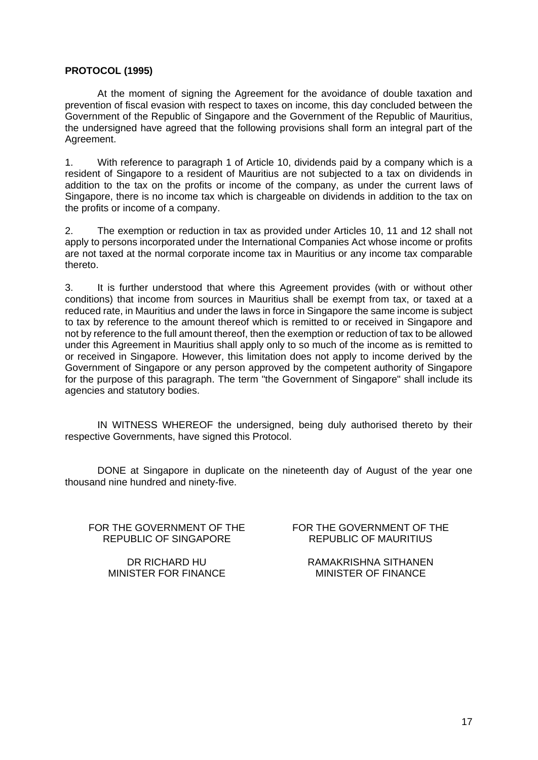**PROTOCOL (1995)**

At the moment of signing the Agreement for the avoidance of double taxation and prevention of fiscal evasion with respect to taxes on income, this day concluded between the Government of the Republic of Singapore and the Government of the Republic of Mauritius, the undersigned have agreed that the following provisions shall form an integral part of the Agreement.

1. With reference to paragraph 1 of Article 10, dividends paid by a company which is a resident of Singapore to a resident of Mauritius are not subjected to a tax on dividends in addition to the tax on the profits or income of the company, as under the current laws of Singapore, there is no income tax which is chargeable on dividends in addition to the tax on the profits or income of a company.

2. The exemption or reduction in tax as provided under Articles 10, 11 and 12 shall not apply to persons incorporated under the International Companies Act whose income or profits are not taxed at the normal corporate income tax in Mauritius or any income tax comparable thereto.

3. It is further understood that where this Agreement provides (with or without other conditions) that income from sources in Mauritius shall be exempt from tax, or taxed at a reduced rate, in Mauritius and under the laws in force in Singapore the same income is subject to tax by reference to the amount thereof which is remitted to or received in Singapore and not by reference to the full amount thereof, then the exemption or reduction of tax to be allowed under this Agreement in Mauritius shall apply only to so much of the income as is remitted to or received in Singapore. However, this limitation does not apply to income derived by the Government of Singapore or any person approved by the competent authority of Singapore for the purpose of this paragraph. The term "the Government of Singapore" shall include its agencies and statutory bodies.

IN WITNESS WHEREOF the undersigned, being duly authorised thereto by their respective Governments, have signed this Protocol.

DONE at Singapore in duplicate on the nineteenth day of August of the year one thousand nine hundred and ninety-five.

FOR THE GOVERNMENT OF THE REPUBLIC OF SINGAPORE

DR RICHARD HU
MINISTER FOR FINANCE

FOR THE GOVERNMENT OF THE REPUBLIC OF MAURITIUS

RAMAKRISHNA SITHANEN
MINISTER OF FINANCE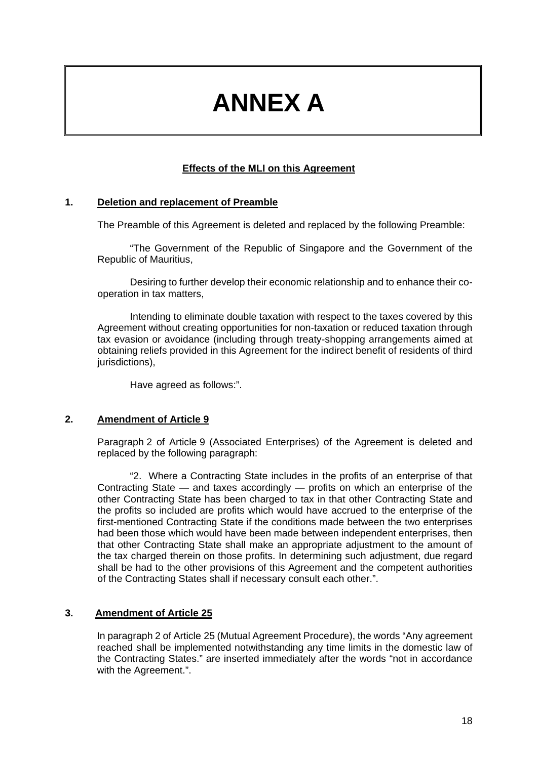# ANNEX A

**Effects of the MLI on this Agreement**

**1. Deletion and replacement of Preamble**

The Preamble of this Agreement is deleted and replaced by the following Preamble:

"The Government of the Republic of Singapore and the Government of the Republic of Mauritius,

Desiring to further develop their economic relationship and to enhance their co-operation in tax matters,

Intending to eliminate double taxation with respect to the taxes covered by this Agreement without creating opportunities for non-taxation or reduced taxation through tax evasion or avoidance (including through treaty-shopping arrangements aimed at obtaining reliefs provided in this Agreement for the indirect benefit of residents of third jurisdictions),

Have agreed as follows:".

**2. Amendment of Article 9**

Paragraph 2 of Article 9 (Associated Enterprises) of the Agreement is deleted and replaced by the following paragraph:

"2. Where a Contracting State includes in the profits of an enterprise of that Contracting State — and taxes accordingly — profits on which an enterprise of the other Contracting State has been charged to tax in that other Contracting State and the profits so included are profits which would have accrued to the enterprise of the first-mentioned Contracting State if the conditions made between the two enterprises had been those which would have been made between independent enterprises, then that other Contracting State shall make an appropriate adjustment to the amount of the tax charged therein on those profits. In determining such adjustment, due regard shall be had to the other provisions of this Agreement and the competent authorities of the Contracting States shall if necessary consult each other.".

**3. Amendment of Article 25**

In paragraph 2 of Article 25 (Mutual Agreement Procedure), the words "Any agreement reached shall be implemented notwithstanding any time limits in the domestic law of the Contracting States." are inserted immediately after the words "not in accordance with the Agreement.".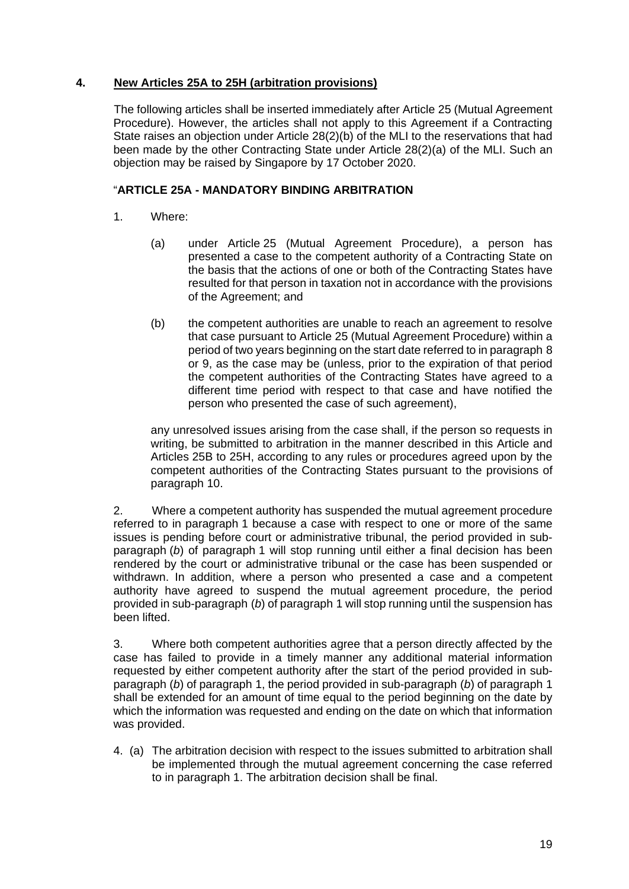## 4. New Articles 25A to 25H (arbitration provisions)

The following articles shall be inserted immediately after Article 25 (Mutual Agreement Procedure). However, the articles shall not apply to this Agreement if a Contracting State raises an objection under Article 28(2)(b) of the MLI to the reservations that had been made by the other Contracting State under Article 28(2)(a) of the MLI. Such an objection may be raised by Singapore by 17 October 2020.

"**ARTICLE 25A - MANDATORY BINDING ARBITRATION**

1. Where:

   (a) under Article 25 (Mutual Agreement Procedure), a person has presented a case to the competent authority of a Contracting State on the basis that the actions of one or both of the Contracting States have resulted for that person in taxation not in accordance with the provisions of the Agreement; and

   (b) the competent authorities are unable to reach an agreement to resolve that case pursuant to Article 25 (Mutual Agreement Procedure) within a period of two years beginning on the start date referred to in paragraph 8 or 9, as the case may be (unless, prior to the expiration of that period the competent authorities of the Contracting States have agreed to a different time period with respect to that case and have notified the person who presented the case of such agreement),

   any unresolved issues arising from the case shall, if the person so requests in writing, be submitted to arbitration in the manner described in this Article and Articles 25B to 25H, according to any rules or procedures agreed upon by the competent authorities of the Contracting States pursuant to the provisions of paragraph 10.

2. Where a competent authority has suspended the mutual agreement procedure referred to in paragraph 1 because a case with respect to one or more of the same issues is pending before court or administrative tribunal, the period provided in sub-paragraph (*b*) of paragraph 1 will stop running until either a final decision has been rendered by the court or administrative tribunal or the case has been suspended or withdrawn. In addition, where a person who presented a case and a competent authority have agreed to suspend the mutual agreement procedure, the period provided in sub-paragraph (*b*) of paragraph 1 will stop running until the suspension has been lifted.

3. Where both competent authorities agree that a person directly affected by the case has failed to provide in a timely manner any additional material information requested by either competent authority after the start of the period provided in sub-paragraph (*b*) of paragraph 1, the period provided in sub-paragraph (*b*) of paragraph 1 shall be extended for an amount of time equal to the period beginning on the date by which the information was requested and ending on the date on which that information was provided.

4. (a) The arbitration decision with respect to the issues submitted to arbitration shall be implemented through the mutual agreement concerning the case referred to in paragraph 1. The arbitration decision shall be final.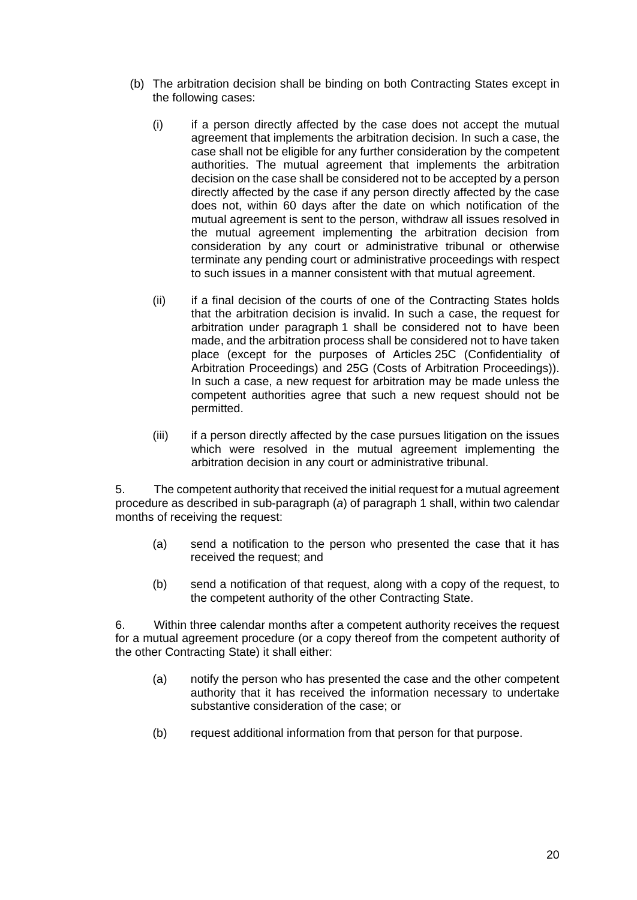(b) The arbitration decision shall be binding on both Contracting States except in the following cases:

  (i) if a person directly affected by the case does not accept the mutual agreement that implements the arbitration decision. In such a case, the case shall not be eligible for any further consideration by the competent authorities. The mutual agreement that implements the arbitration decision on the case shall be considered not to be accepted by a person directly affected by the case if any person directly affected by the case does not, within 60 days after the date on which notification of the mutual agreement is sent to the person, withdraw all issues resolved in the mutual agreement implementing the arbitration decision from consideration by any court or administrative tribunal or otherwise terminate any pending court or administrative proceedings with respect to such issues in a manner consistent with that mutual agreement.

  (ii) if a final decision of the courts of one of the Contracting States holds that the arbitration decision is invalid. In such a case, the request for arbitration under paragraph 1 shall be considered not to have been made, and the arbitration process shall be considered not to have taken place (except for the purposes of Articles 25C (Confidentiality of Arbitration Proceedings) and 25G (Costs of Arbitration Proceedings)). In such a case, a new request for arbitration may be made unless the competent authorities agree that such a new request should not be permitted.

  (iii) if a person directly affected by the case pursues litigation on the issues which were resolved in the mutual agreement implementing the arbitration decision in any court or administrative tribunal.

5. The competent authority that received the initial request for a mutual agreement procedure as described in sub-paragraph (*a*) of paragraph 1 shall, within two calendar months of receiving the request:

  (a) send a notification to the person who presented the case that it has received the request; and

  (b) send a notification of that request, along with a copy of the request, to the competent authority of the other Contracting State.

6. Within three calendar months after a competent authority receives the request for a mutual agreement procedure (or a copy thereof from the competent authority of the other Contracting State) it shall either:

  (a) notify the person who has presented the case and the other competent authority that it has received the information necessary to undertake substantive consideration of the case; or

  (b) request additional information from that person for that purpose.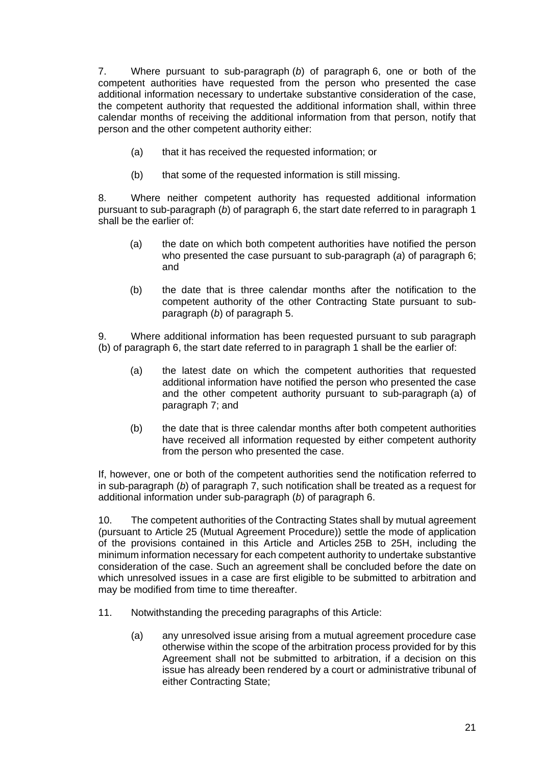7. Where pursuant to sub-paragraph (*b*) of paragraph 6, one or both of the competent authorities have requested from the person who presented the case additional information necessary to undertake substantive consideration of the case, the competent authority that requested the additional information shall, within three calendar months of receiving the additional information from that person, notify that person and the other competent authority either:

   (a) that it has received the requested information; or

   (b) that some of the requested information is still missing.

8. Where neither competent authority has requested additional information pursuant to sub-paragraph (*b*) of paragraph 6, the start date referred to in paragraph 1 shall be the earlier of:

   (a) the date on which both competent authorities have notified the person who presented the case pursuant to sub-paragraph (*a*) of paragraph 6; and

   (b) the date that is three calendar months after the notification to the competent authority of the other Contracting State pursuant to sub-paragraph (*b*) of paragraph 5.

9. Where additional information has been requested pursuant to sub paragraph (b) of paragraph 6, the start date referred to in paragraph 1 shall be the earlier of:

   (a) the latest date on which the competent authorities that requested additional information have notified the person who presented the case and the other competent authority pursuant to sub-paragraph (a) of paragraph 7; and

   (b) the date that is three calendar months after both competent authorities have received all information requested by either competent authority from the person who presented the case.

If, however, one or both of the competent authorities send the notification referred to in sub-paragraph (*b*) of paragraph 7, such notification shall be treated as a request for additional information under sub-paragraph (*b*) of paragraph 6.

10. The competent authorities of the Contracting States shall by mutual agreement (pursuant to Article 25 (Mutual Agreement Procedure)) settle the mode of application of the provisions contained in this Article and Articles 25B to 25H, including the minimum information necessary for each competent authority to undertake substantive consideration of the case. Such an agreement shall be concluded before the date on which unresolved issues in a case are first eligible to be submitted to arbitration and may be modified from time to time thereafter.

11. Notwithstanding the preceding paragraphs of this Article:

   (a) any unresolved issue arising from a mutual agreement procedure case otherwise within the scope of the arbitration process provided for by this Agreement shall not be submitted to arbitration, if a decision on this issue has already been rendered by a court or administrative tribunal of either Contracting State;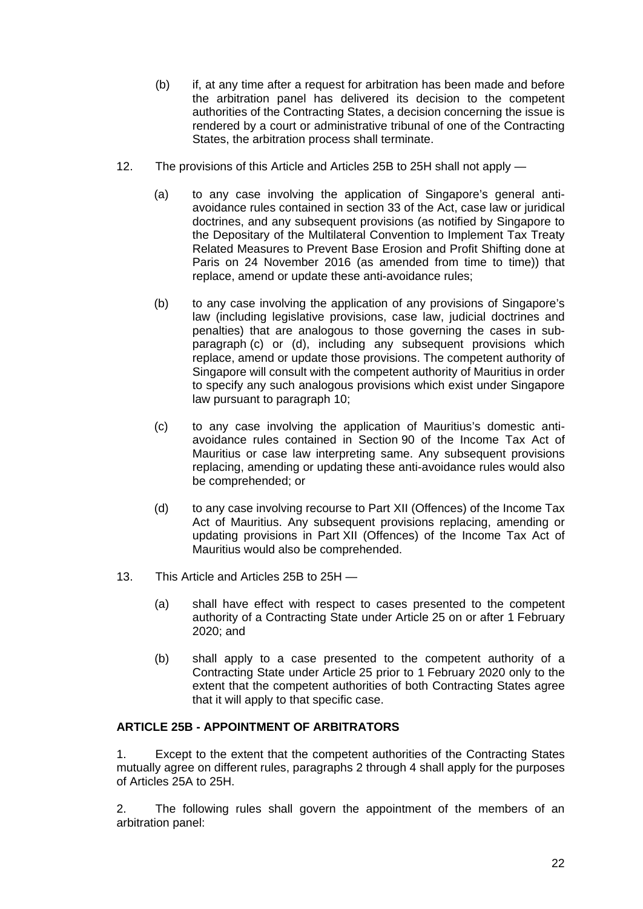(b) if, at any time after a request for arbitration has been made and before the arbitration panel has delivered its decision to the competent authorities of the Contracting States, a decision concerning the issue is rendered by a court or administrative tribunal of one of the Contracting States, the arbitration process shall terminate.

12. The provisions of this Article and Articles 25B to 25H shall not apply —

(a) to any case involving the application of Singapore's general anti-avoidance rules contained in section 33 of the Act, case law or juridical doctrines, and any subsequent provisions (as notified by Singapore to the Depositary of the Multilateral Convention to Implement Tax Treaty Related Measures to Prevent Base Erosion and Profit Shifting done at Paris on 24 November 2016 (as amended from time to time)) that replace, amend or update these anti-avoidance rules;

(b) to any case involving the application of any provisions of Singapore's law (including legislative provisions, case law, judicial doctrines and penalties) that are analogous to those governing the cases in sub-paragraph (c) or (d), including any subsequent provisions which replace, amend or update those provisions. The competent authority of Singapore will consult with the competent authority of Mauritius in order to specify any such analogous provisions which exist under Singapore law pursuant to paragraph 10;

(c) to any case involving the application of Mauritius's domestic anti-avoidance rules contained in Section 90 of the Income Tax Act of Mauritius or case law interpreting same. Any subsequent provisions replacing, amending or updating these anti-avoidance rules would also be comprehended; or

(d) to any case involving recourse to Part XII (Offences) of the Income Tax Act of Mauritius. Any subsequent provisions replacing, amending or updating provisions in Part XII (Offences) of the Income Tax Act of Mauritius would also be comprehended.

13. This Article and Articles 25B to 25H —

(a) shall have effect with respect to cases presented to the competent authority of a Contracting State under Article 25 on or after 1 February 2020; and

(b) shall apply to a case presented to the competent authority of a Contracting State under Article 25 prior to 1 February 2020 only to the extent that the competent authorities of both Contracting States agree that it will apply to that specific case.

**ARTICLE 25B - APPOINTMENT OF ARBITRATORS**

1. Except to the extent that the competent authorities of the Contracting States mutually agree on different rules, paragraphs 2 through 4 shall apply for the purposes of Articles 25A to 25H.

2. The following rules shall govern the appointment of the members of an arbitration panel: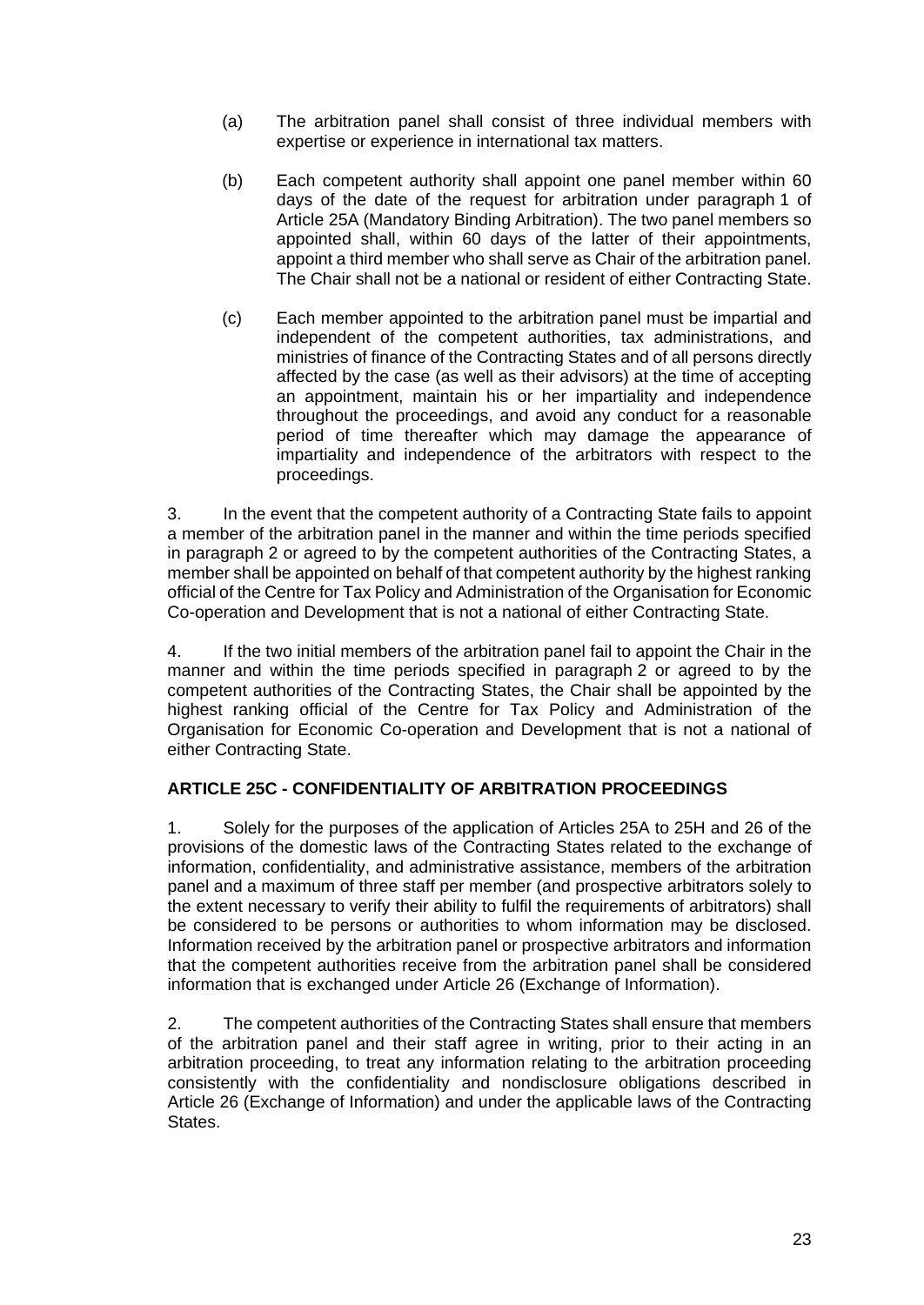(a) The arbitration panel shall consist of three individual members with expertise or experience in international tax matters.

(b) Each competent authority shall appoint one panel member within 60 days of the date of the request for arbitration under paragraph 1 of Article 25A (Mandatory Binding Arbitration). The two panel members so appointed shall, within 60 days of the latter of their appointments, appoint a third member who shall serve as Chair of the arbitration panel. The Chair shall not be a national or resident of either Contracting State.

(c) Each member appointed to the arbitration panel must be impartial and independent of the competent authorities, tax administrations, and ministries of finance of the Contracting States and of all persons directly affected by the case (as well as their advisors) at the time of accepting an appointment, maintain his or her impartiality and independence throughout the proceedings, and avoid any conduct for a reasonable period of time thereafter which may damage the appearance of impartiality and independence of the arbitrators with respect to the proceedings.

3. In the event that the competent authority of a Contracting State fails to appoint a member of the arbitration panel in the manner and within the time periods specified in paragraph 2 or agreed to by the competent authorities of the Contracting States, a member shall be appointed on behalf of that competent authority by the highest ranking official of the Centre for Tax Policy and Administration of the Organisation for Economic Co-operation and Development that is not a national of either Contracting State.

4. If the two initial members of the arbitration panel fail to appoint the Chair in the manner and within the time periods specified in paragraph 2 or agreed to by the competent authorities of the Contracting States, the Chair shall be appointed by the highest ranking official of the Centre for Tax Policy and Administration of the Organisation for Economic Co-operation and Development that is not a national of either Contracting State.

**ARTICLE 25C - CONFIDENTIALITY OF ARBITRATION PROCEEDINGS**

1. Solely for the purposes of the application of Articles 25A to 25H and 26 of the provisions of the domestic laws of the Contracting States related to the exchange of information, confidentiality, and administrative assistance, members of the arbitration panel and a maximum of three staff per member (and prospective arbitrators solely to the extent necessary to verify their ability to fulfil the requirements of arbitrators) shall be considered to be persons or authorities to whom information may be disclosed. Information received by the arbitration panel or prospective arbitrators and information that the competent authorities receive from the arbitration panel shall be considered information that is exchanged under Article 26 (Exchange of Information).

2. The competent authorities of the Contracting States shall ensure that members of the arbitration panel and their staff agree in writing, prior to their acting in an arbitration proceeding, to treat any information relating to the arbitration proceeding consistently with the confidentiality and nondisclosure obligations described in Article 26 (Exchange of Information) and under the applicable laws of the Contracting States.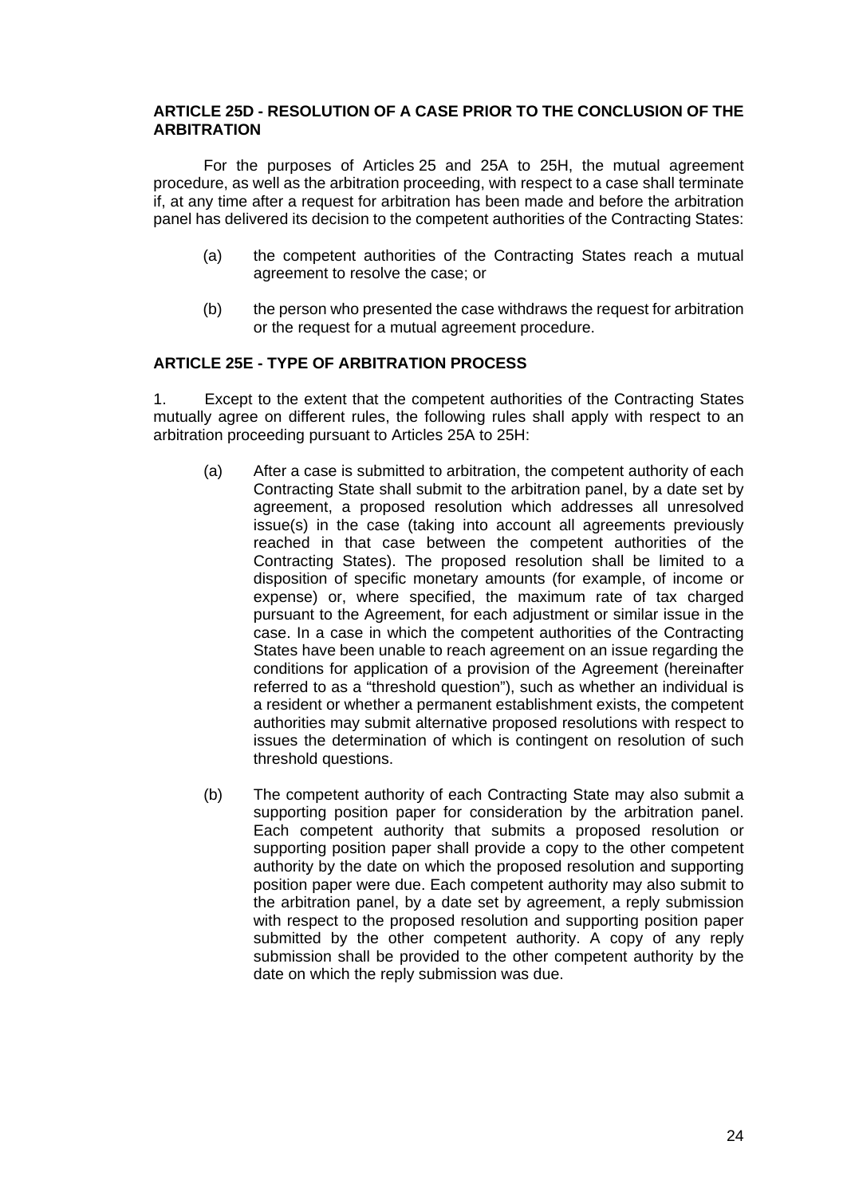**ARTICLE 25D - RESOLUTION OF A CASE PRIOR TO THE CONCLUSION OF THE ARBITRATION**

For the purposes of Articles 25 and 25A to 25H, the mutual agreement procedure, as well as the arbitration proceeding, with respect to a case shall terminate if, at any time after a request for arbitration has been made and before the arbitration panel has delivered its decision to the competent authorities of the Contracting States:

(a) the competent authorities of the Contracting States reach a mutual agreement to resolve the case; or

(b) the person who presented the case withdraws the request for arbitration or the request for a mutual agreement procedure.

**ARTICLE 25E - TYPE OF ARBITRATION PROCESS**

1. Except to the extent that the competent authorities of the Contracting States mutually agree on different rules, the following rules shall apply with respect to an arbitration proceeding pursuant to Articles 25A to 25H:

(a) After a case is submitted to arbitration, the competent authority of each Contracting State shall submit to the arbitration panel, by a date set by agreement, a proposed resolution which addresses all unresolved issue(s) in the case (taking into account all agreements previously reached in that case between the competent authorities of the Contracting States). The proposed resolution shall be limited to a disposition of specific monetary amounts (for example, of income or expense) or, where specified, the maximum rate of tax charged pursuant to the Agreement, for each adjustment or similar issue in the case. In a case in which the competent authorities of the Contracting States have been unable to reach agreement on an issue regarding the conditions for application of a provision of the Agreement (hereinafter referred to as a "threshold question"), such as whether an individual is a resident or whether a permanent establishment exists, the competent authorities may submit alternative proposed resolutions with respect to issues the determination of which is contingent on resolution of such threshold questions.

(b) The competent authority of each Contracting State may also submit a supporting position paper for consideration by the arbitration panel. Each competent authority that submits a proposed resolution or supporting position paper shall provide a copy to the other competent authority by the date on which the proposed resolution and supporting position paper were due. Each competent authority may also submit to the arbitration panel, by a date set by agreement, a reply submission with respect to the proposed resolution and supporting position paper submitted by the other competent authority. A copy of any reply submission shall be provided to the other competent authority by the date on which the reply submission was due.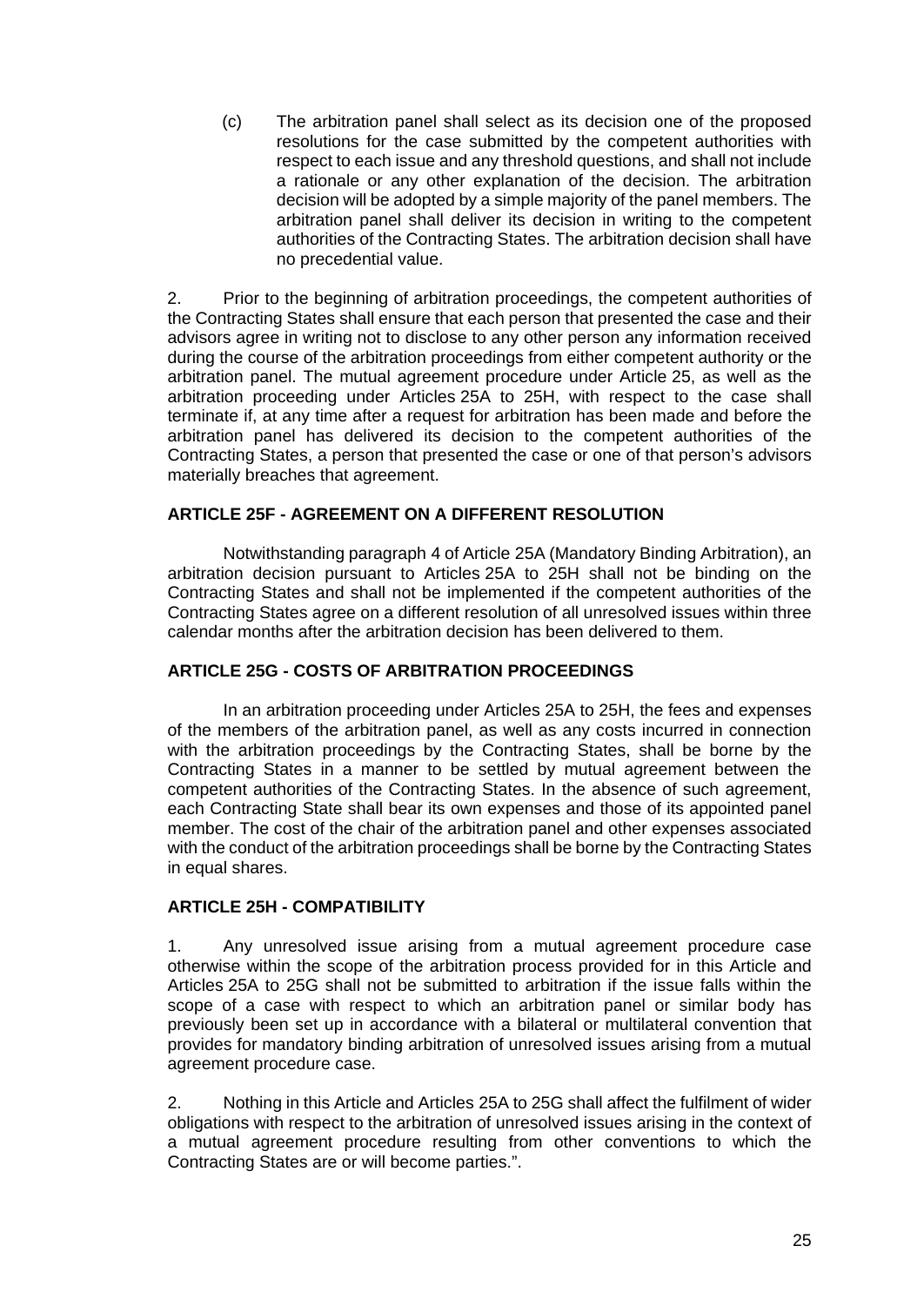(c) The arbitration panel shall select as its decision one of the proposed resolutions for the case submitted by the competent authorities with respect to each issue and any threshold questions, and shall not include a rationale or any other explanation of the decision. The arbitration decision will be adopted by a simple majority of the panel members. The arbitration panel shall deliver its decision in writing to the competent authorities of the Contracting States. The arbitration decision shall have no precedential value.

2. Prior to the beginning of arbitration proceedings, the competent authorities of the Contracting States shall ensure that each person that presented the case and their advisors agree in writing not to disclose to any other person any information received during the course of the arbitration proceedings from either competent authority or the arbitration panel. The mutual agreement procedure under Article 25, as well as the arbitration proceeding under Articles 25A to 25H, with respect to the case shall terminate if, at any time after a request for arbitration has been made and before the arbitration panel has delivered its decision to the competent authorities of the Contracting States, a person that presented the case or one of that person's advisors materially breaches that agreement.

**ARTICLE 25F - AGREEMENT ON A DIFFERENT RESOLUTION**

Notwithstanding paragraph 4 of Article 25A (Mandatory Binding Arbitration), an arbitration decision pursuant to Articles 25A to 25H shall not be binding on the Contracting States and shall not be implemented if the competent authorities of the Contracting States agree on a different resolution of all unresolved issues within three calendar months after the arbitration decision has been delivered to them.

**ARTICLE 25G - COSTS OF ARBITRATION PROCEEDINGS**

In an arbitration proceeding under Articles 25A to 25H, the fees and expenses of the members of the arbitration panel, as well as any costs incurred in connection with the arbitration proceedings by the Contracting States, shall be borne by the Contracting States in a manner to be settled by mutual agreement between the competent authorities of the Contracting States. In the absence of such agreement, each Contracting State shall bear its own expenses and those of its appointed panel member. The cost of the chair of the arbitration panel and other expenses associated with the conduct of the arbitration proceedings shall be borne by the Contracting States in equal shares.

**ARTICLE 25H - COMPATIBILITY**

1. Any unresolved issue arising from a mutual agreement procedure case otherwise within the scope of the arbitration process provided for in this Article and Articles 25A to 25G shall not be submitted to arbitration if the issue falls within the scope of a case with respect to which an arbitration panel or similar body has previously been set up in accordance with a bilateral or multilateral convention that provides for mandatory binding arbitration of unresolved issues arising from a mutual agreement procedure case.

2. Nothing in this Article and Articles 25A to 25G shall affect the fulfilment of wider obligations with respect to the arbitration of unresolved issues arising in the context of a mutual agreement procedure resulting from other conventions to which the Contracting States are or will become parties.".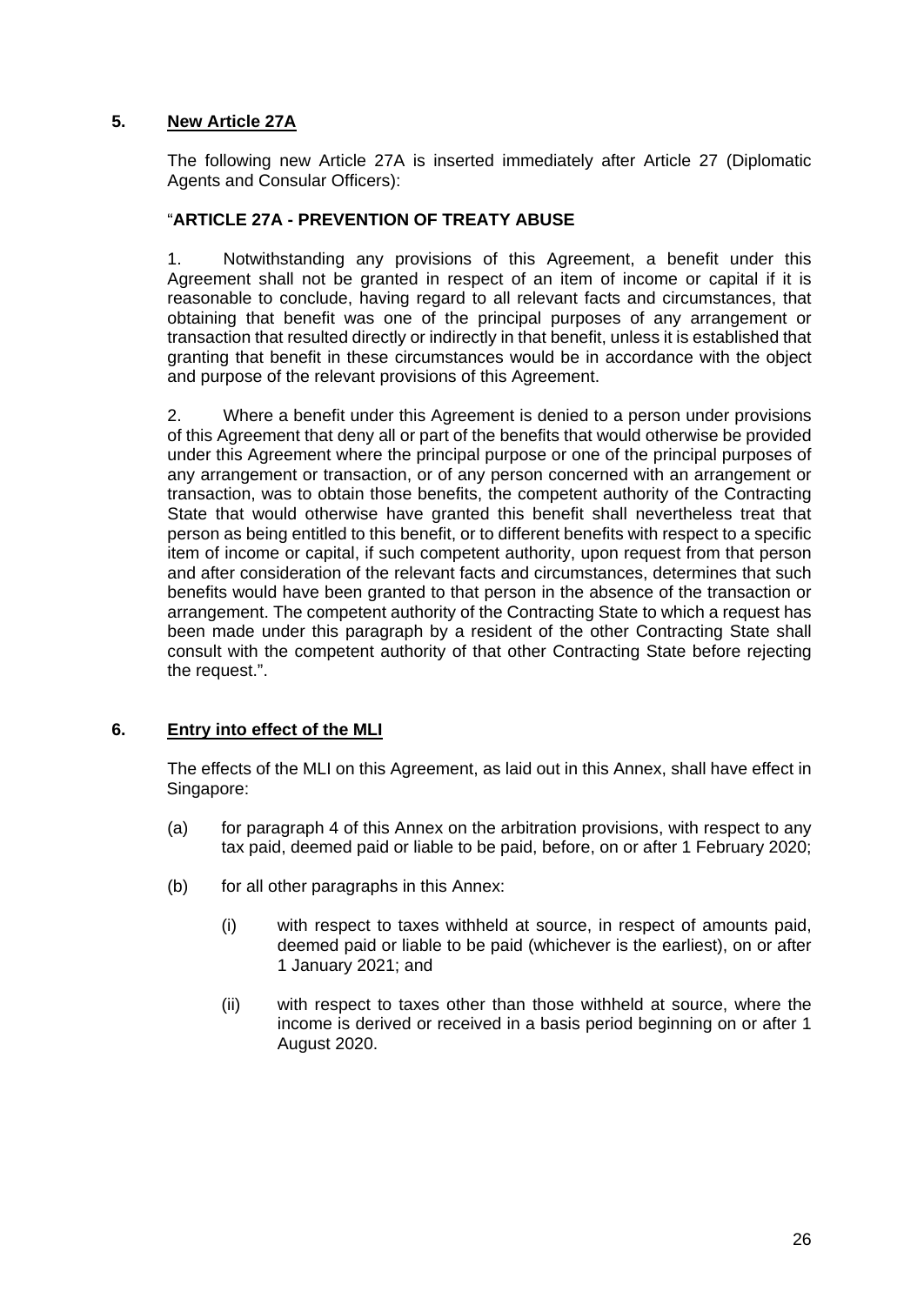## 5. New Article 27A

The following new Article 27A is inserted immediately after Article 27 (Diplomatic Agents and Consular Officers):

"**ARTICLE 27A - PREVENTION OF TREATY ABUSE**

1. Notwithstanding any provisions of this Agreement, a benefit under this Agreement shall not be granted in respect of an item of income or capital if it is reasonable to conclude, having regard to all relevant facts and circumstances, that obtaining that benefit was one of the principal purposes of any arrangement or transaction that resulted directly or indirectly in that benefit, unless it is established that granting that benefit in these circumstances would be in accordance with the object and purpose of the relevant provisions of this Agreement.

2. Where a benefit under this Agreement is denied to a person under provisions of this Agreement that deny all or part of the benefits that would otherwise be provided under this Agreement where the principal purpose or one of the principal purposes of any arrangement or transaction, or of any person concerned with an arrangement or transaction, was to obtain those benefits, the competent authority of the Contracting State that would otherwise have granted this benefit shall nevertheless treat that person as being entitled to this benefit, or to different benefits with respect to a specific item of income or capital, if such competent authority, upon request from that person and after consideration of the relevant facts and circumstances, determines that such benefits would have been granted to that person in the absence of the transaction or arrangement. The competent authority of the Contracting State to which a request has been made under this paragraph by a resident of the other Contracting State shall consult with the competent authority of that other Contracting State before rejecting the request.".

## 6. Entry into effect of the MLI

The effects of the MLI on this Agreement, as laid out in this Annex, shall have effect in Singapore:

(a) for paragraph 4 of this Annex on the arbitration provisions, with respect to any tax paid, deemed paid or liable to be paid, before, on or after 1 February 2020;

(b) for all other paragraphs in this Annex:

   (i) with respect to taxes withheld at source, in respect of amounts paid, deemed paid or liable to be paid (whichever is the earliest), on or after 1 January 2021; and

   (ii) with respect to taxes other than those withheld at source, where the income is derived or received in a basis period beginning on or after 1 August 2020.